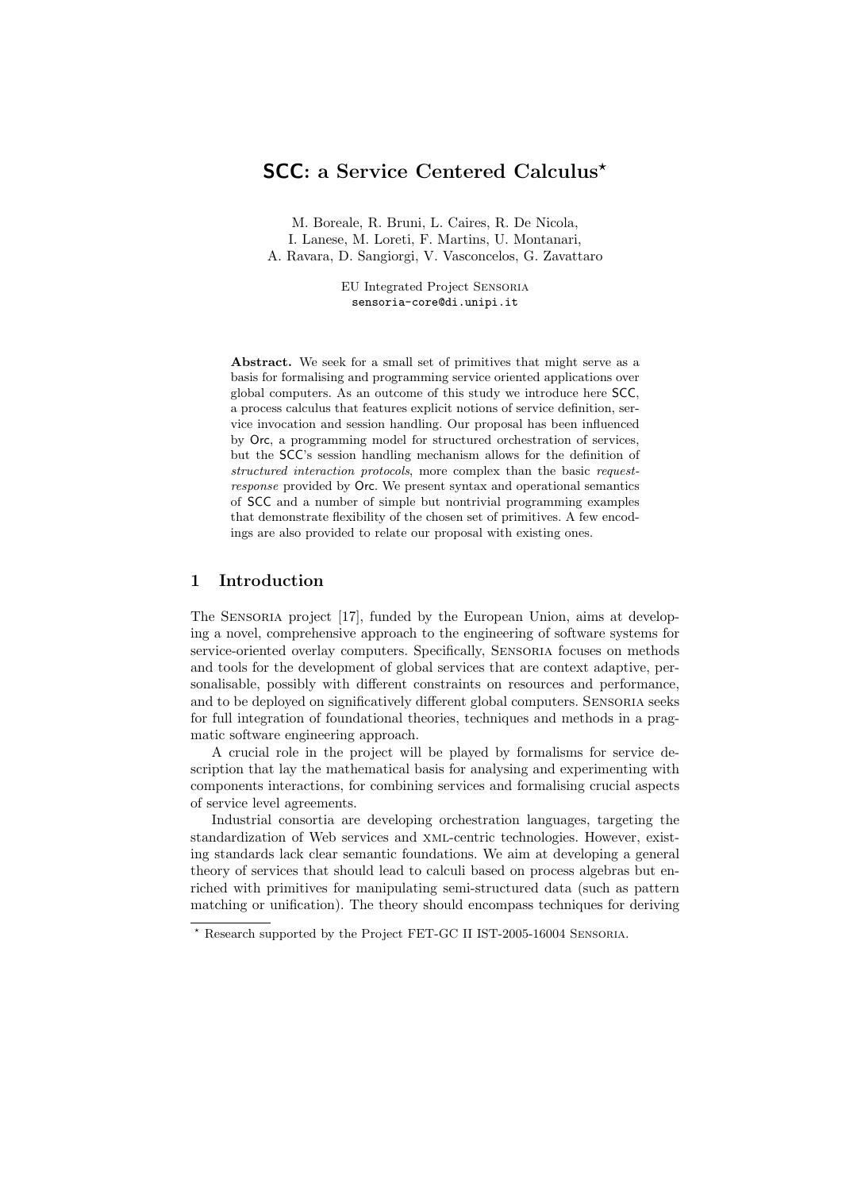# SCC: a Service Centered Calculus*

M. Boreale, R. Bruni, L. Caires, R. De Nicola,
I. Lanese, M. Loreti, F. Martins, U. Montanari,
A. Ravara, D. Sangiorgi, V. Vasconcelos, G. Zavattaro

EU Integrated Project Sensoria
sensoria-core@di.unipi.it

**Abstract.** We seek for a small set of primitives that might serve as a basis for formalising and programming service oriented applications over global computers. As an outcome of this study we introduce here SCC, a process calculus that features explicit notions of service definition, service invocation and session handling. Our proposal has been influenced by Orc, a programming model for structured orchestration of services, but the SCC's session handling mechanism allows for the definition of *structured interaction protocols*, more complex than the basic *request-response* provided by Orc. We present syntax and operational semantics of SCC and a number of simple but nontrivial programming examples that demonstrate flexibility of the chosen set of primitives. A few encodings are also provided to relate our proposal with existing ones.

## 1 Introduction

The Sensoria project [17], funded by the European Union, aims at developing a novel, comprehensive approach to the engineering of software systems for service-oriented overlay computers. Specifically, Sensoria focuses on methods and tools for the development of global services that are context adaptive, personalisable, possibly with different constraints on resources and performance, and to be deployed on significatively different global computers. Sensoria seeks for full integration of foundational theories, techniques and methods in a pragmatic software engineering approach.

A crucial role in the project will be played by formalisms for service description that lay the mathematical basis for analysing and experimenting with components interactions, for combining services and formalising crucial aspects of service level agreements.

Industrial consortia are developing orchestration languages, targeting the standardization of Web services and xml-centric technologies. However, existing standards lack clear semantic foundations. We aim at developing a general theory of services that should lead to calculi based on process algebras but enriched with primitives for manipulating semi-structured data (such as pattern matching or unification). The theory should encompass techniques for deriving

---

* Research supported by the Project FET-GC II IST-2005-16004 Sensoria.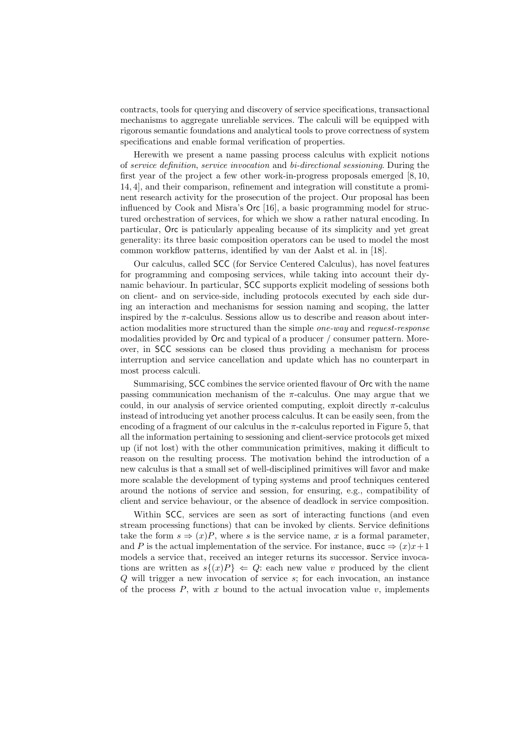contracts, tools for querying and discovery of service specifications, transactional mechanisms to aggregate unreliable services. The calculi will be equipped with rigorous semantic foundations and analytical tools to prove correctness of system specifications and enable formal verification of properties.

Herewith we present a name passing process calculus with explicit notions of *service definition*, *service invocation* and *bi-directional sessioning*. During the first year of the project a few other work-in-progress proposals emerged [8, 10, 14, 4], and their comparison, refinement and integration will constitute a prominent research activity for the prosecution of the project. Our proposal has been influenced by Cook and Misra's Orc [16], a basic programming model for structured orchestration of services, for which we show a rather natural encoding. In particular, Orc is paticularly appealing because of its simplicity and yet great generality: its three basic composition operators can be used to model the most common workflow patterns, identified by van der Aalst et al. in [18].

Our calculus, called SCC (for Service Centered Calculus), has novel features for programming and composing services, while taking into account their dynamic behaviour. In particular, SCC supports explicit modeling of sessions both on client- and on service-side, including protocols executed by each side during an interaction and mechanisms for session naming and scoping, the latter inspired by the $\pi$-calculus. Sessions allow us to describe and reason about interaction modalities more structured than the simple *one-way* and *request-response* modalities provided by Orc and typical of a producer / consumer pattern. Moreover, in SCC sessions can be closed thus providing a mechanism for process interruption and service cancellation and update which has no counterpart in most process calculi.

Summarising, SCC combines the service oriented flavour of Orc with the name passing communication mechanism of the $\pi$-calculus. One may argue that we could, in our analysis of service oriented computing, exploit directly $\pi$-calculus instead of introducing yet another process calculus. It can be easily seen, from the encoding of a fragment of our calculus in the $\pi$-calculus reported in Figure 5, that all the information pertaining to sessioning and client-service protocols get mixed up (if not lost) with the other communication primitives, making it difficult to reason on the resulting process. The motivation behind the introduction of a new calculus is that a small set of well-disciplined primitives will favor and make more scalable the development of typing systems and proof techniques centered around the notions of service and session, for ensuring, e.g., compatibility of client and service behaviour, or the absence of deadlock in service composition.

Within SCC, services are seen as sort of interacting functions (and even stream processing functions) that can be invoked by clients. Service definitions take the form $s \Rightarrow (x)P$, where $s$ is the service name, $x$ is a formal parameter, and $P$ is the actual implementation of the service. For instance, $\mathtt{succ} \Rightarrow (x)x+1$ models a service that, received an integer returns its successor. Service invocations are written as $s\{(x)P\} \Leftarrow Q$: each new value $v$ produced by the client $Q$ will trigger a new invocation of service $s$; for each invocation, an instance of the process $P$, with $x$ bound to the actual invocation value $v$, implements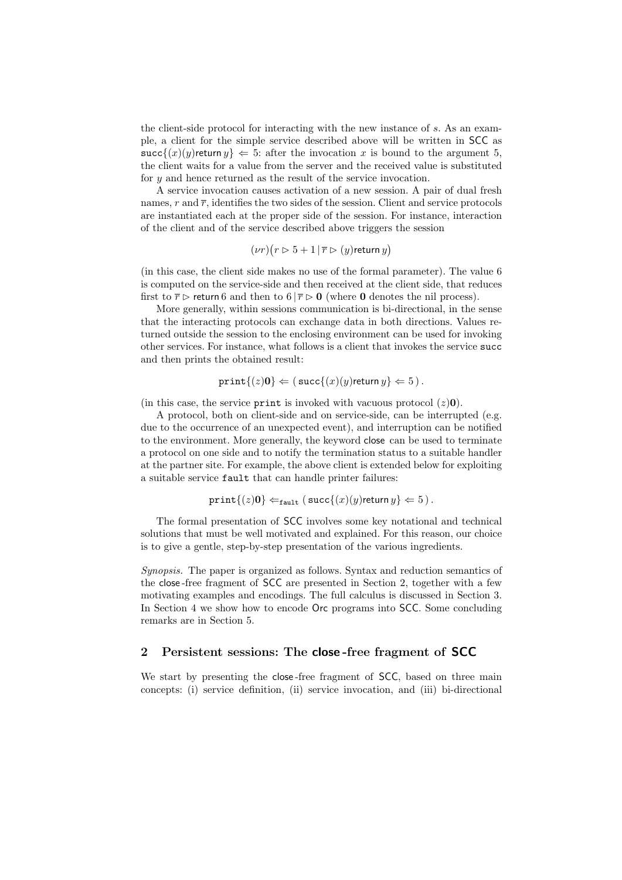the client-side protocol for interacting with the new instance of $s$. As an example, a client for the simple service described above will be written in SCC as $\mathtt{succ}\{(x)(y)\mathsf{return}\, y\} \Leftarrow 5$: after the invocation $x$ is bound to the argument 5, the client waits for a value from the server and the received value is substituted for $y$ and hence returned as the result of the service invocation.

A service invocation causes activation of a new session. A pair of dual fresh names, $r$ and $\overline{r}$, identifies the two sides of the session. Client and service protocols are instantiated each at the proper side of the session. For instance, interaction of the client and of the service described above triggers the session

$$(\nu r)\big(r \rhd 5+1 \,|\, \overline{r} \rhd (y)\mathsf{return}\, y\big)$$

(in this case, the client side makes no use of the formal parameter). The value 6 is computed on the service-side and then received at the client side, that reduces first to $\overline{r} \rhd \mathsf{return}\, 6$ and then to $6 \,|\, \overline{r} \rhd \mathbf{0}$ (where $\mathbf{0}$ denotes the nil process).

More generally, within sessions communication is bi-directional, in the sense that the interacting protocols can exchange data in both directions. Values returned outside the session to the enclosing environment can be used for invoking other services. For instance, what follows is a client that invokes the service succ and then prints the obtained result:

$$\mathtt{print}\{(z)\mathbf{0}\} \Leftarrow (\,\mathtt{succ}\{(x)(y)\mathsf{return}\, y\} \Leftarrow 5\,)\,.$$

(in this case, the service print is invoked with vacuous protocol $(z)\mathbf{0}$).

A protocol, both on client-side and on service-side, can be interrupted (e.g. due to the occurrence of an unexpected event), and interruption can be notified to the environment. More generally, the keyword close can be used to terminate a protocol on one side and to notify the termination status to a suitable handler at the partner site. For example, the above client is extended below for exploiting a suitable service fault that can handle printer failures:

$$\mathtt{print}\{(z)\mathbf{0}\} \Leftarrow_{\mathtt{fault}} (\,\mathtt{succ}\{(x)(y)\mathsf{return}\, y\} \Leftarrow 5\,)\,.$$

The formal presentation of SCC involves some key notational and technical solutions that must be well motivated and explained. For this reason, our choice is to give a gentle, step-by-step presentation of the various ingredients.

*Synopsis.* The paper is organized as follows. Syntax and reduction semantics of the close-free fragment of SCC are presented in Section 2, together with a few motivating examples and encodings. The full calculus is discussed in Section 3. In Section 4 we show how to encode Orc programs into SCC. Some concluding remarks are in Section 5.

## 2 Persistent sessions: The close-free fragment of SCC

We start by presenting the close-free fragment of SCC, based on three main concepts: (i) service definition, (ii) service invocation, and (iii) bi-directional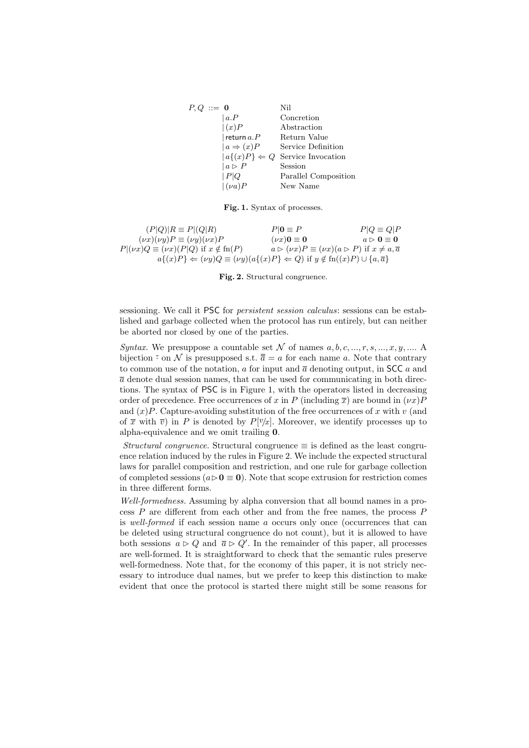$$
\begin{array}{rll}
P, Q & ::= \mathbf{0} & \text{Nil} \\
& \mid a.P & \text{Concretion} \\
& \mid (x)P & \text{Abstraction} \\
& \mid \mathsf{return}\, a.P & \text{Return Value} \\
& \mid a \Rightarrow (x)P & \text{Service Definition} \\
& \mid a\{(x)P\} \Leftarrow Q & \text{Service Invocation} \\
& \mid a \rhd P & \text{Session} \\
& \mid P|Q & \text{Parallel Composition} \\
& \mid (\nu a)P & \text{New Name}
\end{array}
$$

**Fig. 1.** Syntax of processes.

$$
\begin{array}{ccc}
(P|Q)|R \equiv P|(Q|R) & P|\mathbf{0} \equiv P & P|Q \equiv Q|P \\
(\nu x)(\nu y)P \equiv (\nu y)(\nu x)P & (\nu x)\mathbf{0} \equiv \mathbf{0} & a \rhd \mathbf{0} \equiv \mathbf{0} \\
P|(\nu x)Q \equiv (\nu x)(P|Q) \text{ if } x \notin \text{fn}(P) & a \rhd (\nu x)P \equiv (\nu x)(a \rhd P) \text{ if } x \neq a, \overline{a} & \\
\multicolumn{3}{c}{a\{(x)P\} \Leftarrow (\nu y)Q \equiv (\nu y)(a\{(x)P\} \Leftarrow Q) \text{ if } y \notin \text{fn}((x)P) \cup \{a, \overline{a}\}}
\end{array}
$$

**Fig. 2.** Structural congruence.

sessioning. We call it PSC for *persistent session calculus*: sessions can be established and garbage collected when the protocol has run entirely, but can neither be aborted nor closed by one of the parties.

*Syntax.* We presuppose a countable set $\mathcal{N}$ of names $a, b, c, ..., r, s, ..., x, y, ....$ A bijection $\bar{\cdot}$ on $\mathcal{N}$ is presupposed s.t. $\overline{\overline{a}} = a$ for each name $a$. Note that contrary to common use of the notation, $a$ for input and $\overline{a}$ denoting output, in SCC $a$ and $\overline{a}$ denote dual session names, that can be used for communicating in both directions. The syntax of PSC is in Figure 1, with the operators listed in decreasing order of precedence. Free occurrences of $x$ in $P$ (including $\overline{x}$) are bound in $(\nu x)P$ and $(x)P$. Capture-avoiding substitution of the free occurrences of $x$ with $v$ (and of $\overline{x}$ with $\overline{v}$) in $P$ is denoted by $P[^v\!/\!_x]$. Moreover, we identify processes up to alpha-equivalence and we omit trailing $\mathbf{0}$.

*Structural congruence.* Structural congruence $\equiv$ is defined as the least congruence relation induced by the rules in Figure 2. We include the expected structural laws for parallel composition and restriction, and one rule for garbage collection of completed sessions ($a \rhd \mathbf{0} \equiv \mathbf{0}$). Note that scope extrusion for restriction comes in three different forms.

*Well-formedness.* Assuming by alpha conversion that all bound names in a process $P$ are different from each other and from the free names, the process $P$ is *well-formed* if each session name $a$ occurs only once (occurrences that can be deleted using structural congruence do not count), but it is allowed to have both sessions $a \rhd Q$ and $\overline{a} \rhd Q'$. In the remainder of this paper, all processes are well-formed. It is straightforward to check that the semantic rules preserve well-formedness. Note that, for the economy of this paper, it is not stricly necessary to introduce dual names, but we prefer to keep this distinction to make evident that once the protocol is started there might still be some reasons for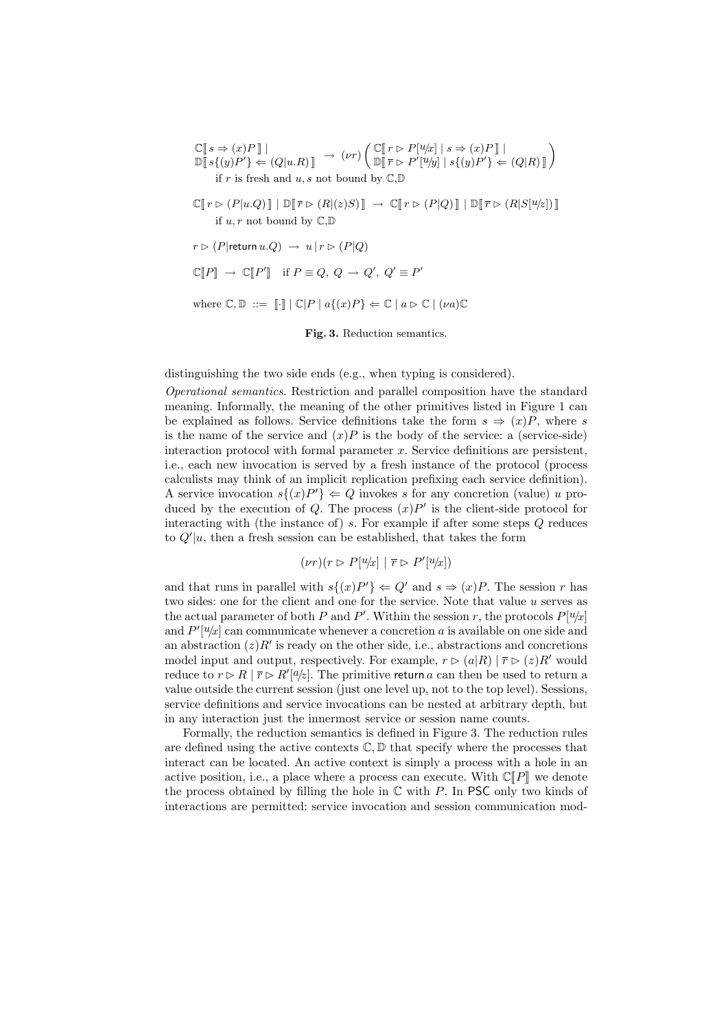$$\begin{array}{l}
\mathbb{C}[\![\, s \Rightarrow (x)P \,]\!] \mid \\
\mathbb{D}[\![\, s\{(y)P'\} \Leftarrow (Q|u.R) \,]\!]
\end{array} \;\rightarrow\; (\nu r)\left(\begin{array}{l}
\mathbb{C}[\![\, r \rhd P[^{u}\!/\!_{x}] \mid s \Rightarrow (x)P \,]\!] \mid \\
\mathbb{D}[\![\, \overline{r} \rhd P'[^{u}\!/\!_{y}] \mid s\{(y)P'\} \Leftarrow (Q|R) \,]\!]
\end{array}\right)$$

if $r$ is fresh and $u, s$ not bound by $\mathbb{C}$,$\mathbb{D}$

$$\mathbb{C}[\![\, r \rhd (P|u.Q) \,]\!] \mid \mathbb{D}[\![\, \overline{r} \rhd (R|(z)S) \,]\!] \;\rightarrow\; \mathbb{C}[\![\, r \rhd (P|Q) \,]\!] \mid \mathbb{D}[\![\, \overline{r} \rhd (R|S[^{u}\!/\!_{z}]) \,]\!]$$

if $u, r$ not bound by $\mathbb{C}$,$\mathbb{D}$

$$r \rhd (P|\mathsf{return}\, u.Q) \;\rightarrow\; u \mid r \rhd (P|Q)$$

$$\mathbb{C}[\![P]\!] \;\rightarrow\; \mathbb{C}[\![P']\!] \quad \text{if } P \equiv Q,\ Q \rightarrow Q',\ Q' \equiv P'$$

$$\text{where } \mathbb{C}, \mathbb{D} \;::=\; [\![\cdot]\!] \mid \mathbb{C}|P \mid a\{(x)P\} \Leftarrow \mathbb{C} \mid a \rhd \mathbb{C} \mid (\nu a)\mathbb{C}$$

**Fig. 3.** Reduction semantics.

distinguishing the two side ends (e.g., when typing is considered).

*Operational semantics.* Restriction and parallel composition have the standard meaning. Informally, the meaning of the other primitives listed in Figure 1 can be explained as follows. Service definitions take the form $s \Rightarrow (x)P$, where $s$ is the name of the service and $(x)P$ is the body of the service: a (service-side) interaction protocol with formal parameter $x$. Service definitions are persistent, i.e., each new invocation is served by a fresh instance of the protocol (process calculists may think of an implicit replication prefixing each service definition). A service invocation $s\{(x)P'\} \Leftarrow Q$ invokes $s$ for any concretion (value) $u$ produced by the execution of $Q$. The process $(x)P'$ is the client-side protocol for interacting with (the instance of) $s$. For example if after some steps $Q$ reduces to $Q'|u$, then a fresh session can be established, that takes the form

$$(\nu r)(r \rhd P[^{u}\!/\!_{x}] \mid \overline{r} \rhd P'[^{u}\!/\!_{x}])$$

and that runs in parallel with $s\{(x)P'\} \Leftarrow Q'$ and $s \Rightarrow (x)P$. The session $r$ has two sides: one for the client and one for the service. Note that value $u$ serves as the actual parameter of both $P$ and $P'$. Within the session $r$, the protocols $P[^{u}\!/\!_{x}]$ and $P'[^{u}\!/\!_{x}]$ can communicate whenever a concretion $a$ is available on one side and an abstraction $(z)R'$ is ready on the other side, i.e., abstractions and concretions model input and output, respectively. For example, $r \rhd (a|R) \mid \overline{r} \rhd (z)R'$ would reduce to $r \rhd R \mid \overline{r} \rhd R'[^{a}\!/\!_{z}]$. The primitive $\mathsf{return}\, a$ can then be used to return a value outside the current session (just one level up, not to the top level). Sessions, service definitions and service invocations can be nested at arbitrary depth, but in any interaction just the innermost service or session name counts.

Formally, the reduction semantics is defined in Figure 3. The reduction rules are defined using the active contexts $\mathbb{C}, \mathbb{D}$ that specify where the processes that interact can be located. An active context is simply a process with a hole in an active position, i.e., a place where a process can execute. With $\mathbb{C}[\![P]\!]$ we denote the process obtained by filling the hole in $\mathbb{C}$ with $P$. In PSC only two kinds of interactions are permitted: service invocation and session communication mod-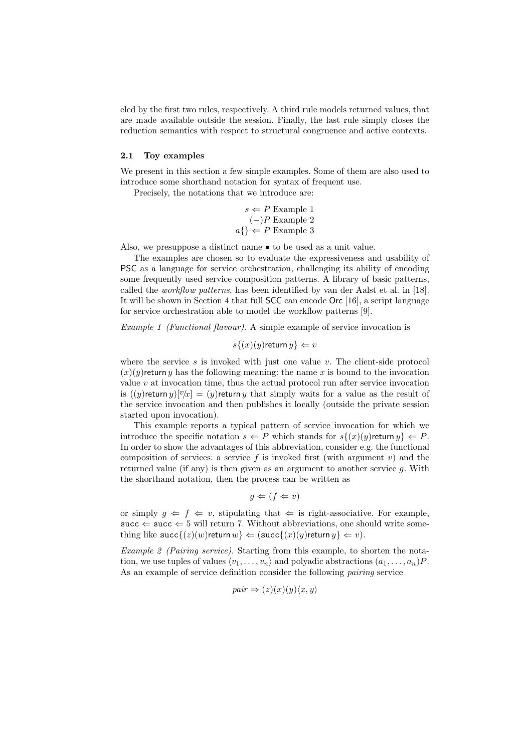eled by the first two rules, respectively. A third rule models returned values, that are made available outside the session. Finally, the last rule simply closes the reduction semantics with respect to structural congruence and active contexts.

### 2.1 Toy examples

We present in this section a few simple examples. Some of them are also used to introduce some shorthand notation for syntax of frequent use.

Precisely, the notations that we introduce are:

$$s \Leftarrow P \text{ Example 1}$$
$$(-)P \text{ Example 2}$$
$$a\{\} \Leftarrow P \text{ Example 3}$$

Also, we presuppose a distinct name $\bullet$ to be used as a unit value.

The examples are chosen so to evaluate the expressiveness and usability of PSC as a language for service orchestration, challenging its ability of encoding some frequently used service composition patterns. A library of basic patterns, called the *workflow patterns*, has been identified by van der Aalst et al. in [18]. It will be shown in Section 4 that full SCC can encode Orc [16], a script language for service orchestration able to model the workflow patterns [9].

*Example 1 (Functional flavour).* A simple example of service invocation is

$$s\{(x)(y)\mathsf{return}\, y\} \Leftarrow v$$

where the service $s$ is invoked with just one value $v$. The client-side protocol $(x)(y)\mathsf{return}\, y$ has the following meaning: the name $x$ is bound to the invocation value $v$ at invocation time, thus the actual protocol run after service invocation is $((y)\mathsf{return}\, y)[^v\!/\!_x] = (y)\mathsf{return}\, y$ that simply waits for a value as the result of the service invocation and then publishes it locally (outside the private session started upon invocation).

This example reports a typical pattern of service invocation for which we introduce the specific notation $s \Leftarrow P$ which stands for $s\{(x)(y)\mathsf{return}\, y\} \Leftarrow P$. In order to show the advantages of this abbreviation, consider e.g. the functional composition of services: a service $f$ is invoked first (with argument $v$) and the returned value (if any) is then given as an argument to another service $g$. With the shorthand notation, then the process can be written as

$$g \Leftarrow (f \Leftarrow v)$$

or simply $g \Leftarrow f \Leftarrow v$, stipulating that $\Leftarrow$ is right-associative. For example, $\mathsf{succ} \Leftarrow \mathsf{succ} \Leftarrow 5$ will return 7. Without abbreviations, one should write something like $\mathsf{succ}\{(z)(w)\mathsf{return}\, w\} \Leftarrow (\mathsf{succ}\{(x)(y)\mathsf{return}\, y\} \Leftarrow v)$.

*Example 2 (Pairing service).* Starting from this example, to shorten the notation, we use tuples of values $\langle v_1, \ldots, v_n \rangle$ and polyadic abstractions $(a_1, \ldots, a_n)P$. As an example of service definition consider the following *pairing* service

$$pair \Rightarrow (z)(x)(y)\langle x, y\rangle$$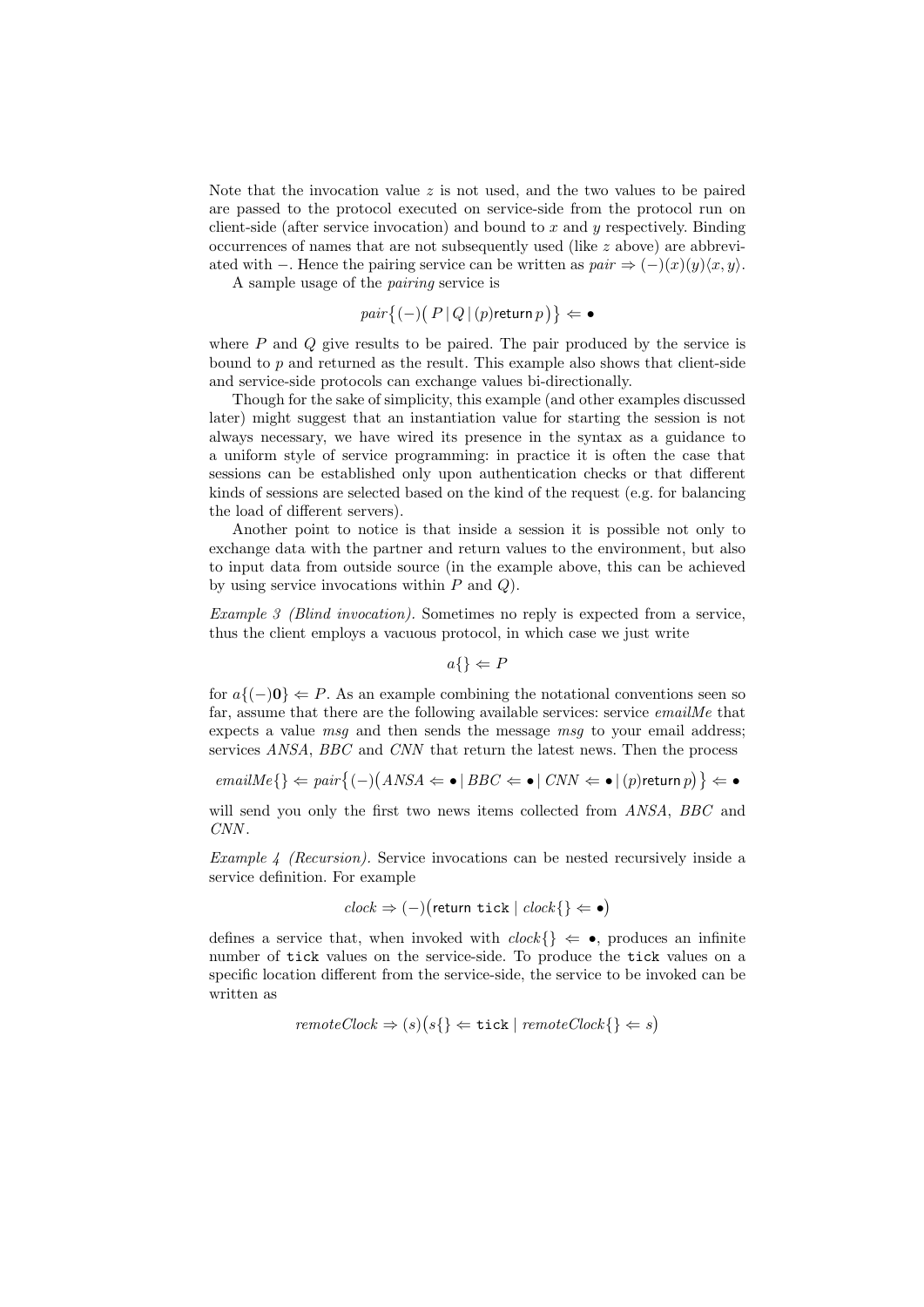Note that the invocation value $z$ is not used, and the two values to be paired are passed to the protocol executed on service-side from the protocol run on client-side (after service invocation) and bound to $x$ and $y$ respectively. Binding occurrences of names that are not subsequently used (like $z$ above) are abbreviated with $-$. Hence the pairing service can be written as $pair \Rightarrow (-)(x)(y)\langle x, y\rangle$.

A sample usage of the *pairing* service is

$$pair\big\{(-)\big(\, P \mid Q \mid (p)\mathsf{return}\, p\,\big)\big\} \Leftarrow \bullet$$

where $P$ and $Q$ give results to be paired. The pair produced by the service is bound to $p$ and returned as the result. This example also shows that client-side and service-side protocols can exchange values bi-directionally.

Though for the sake of simplicity, this example (and other examples discussed later) might suggest that an instantiation value for starting the session is not always necessary, we have wired its presence in the syntax as a guidance to a uniform style of service programming: in practice it is often the case that sessions can be established only upon authentication checks or that different kinds of sessions are selected based on the kind of the request (e.g. for balancing the load of different servers).

Another point to notice is that inside a session it is possible not only to exchange data with the partner and return values to the environment, but also to input data from outside source (in the example above, this can be achieved by using service invocations within $P$ and $Q$).

*Example 3 (Blind invocation).* Sometimes no reply is expected from a service, thus the client employs a vacuous protocol, in which case we just write

$$a\{\} \Leftarrow P$$

for $a\{(-)\mathbf{0}\} \Leftarrow P$. As an example combining the notational conventions seen so far, assume that there are the following available services: service *emailMe* that expects a value *msg* and then sends the message *msg* to your email address; services *ANSA*, *BBC* and *CNN* that return the latest news. Then the process

$$emailMe\{\} \Leftarrow pair\big\{(-)\big(ANSA \Leftarrow \bullet \mid BBC \Leftarrow \bullet \mid CNN \Leftarrow \bullet \mid (p)\mathsf{return}\, p\big)\big\} \Leftarrow \bullet$$

will send you only the first two news items collected from *ANSA*, *BBC* and *CNN*.

*Example 4 (Recursion).* Service invocations can be nested recursively inside a service definition. For example

$$clock \Rightarrow (-)\big(\mathsf{return}\ \mathtt{tick} \mid clock\{\} \Leftarrow \bullet\big)$$

defines a service that, when invoked with $clock\{\} \Leftarrow \bullet$, produces an infinite number of $\mathtt{tick}$ values on the service-side. To produce the $\mathtt{tick}$ values on a specific location different from the service-side, the service to be invoked can be written as

$$remoteClock \Rightarrow (s)\big(s\{\} \Leftarrow \mathtt{tick} \mid remoteClock\{\} \Leftarrow s\big)$$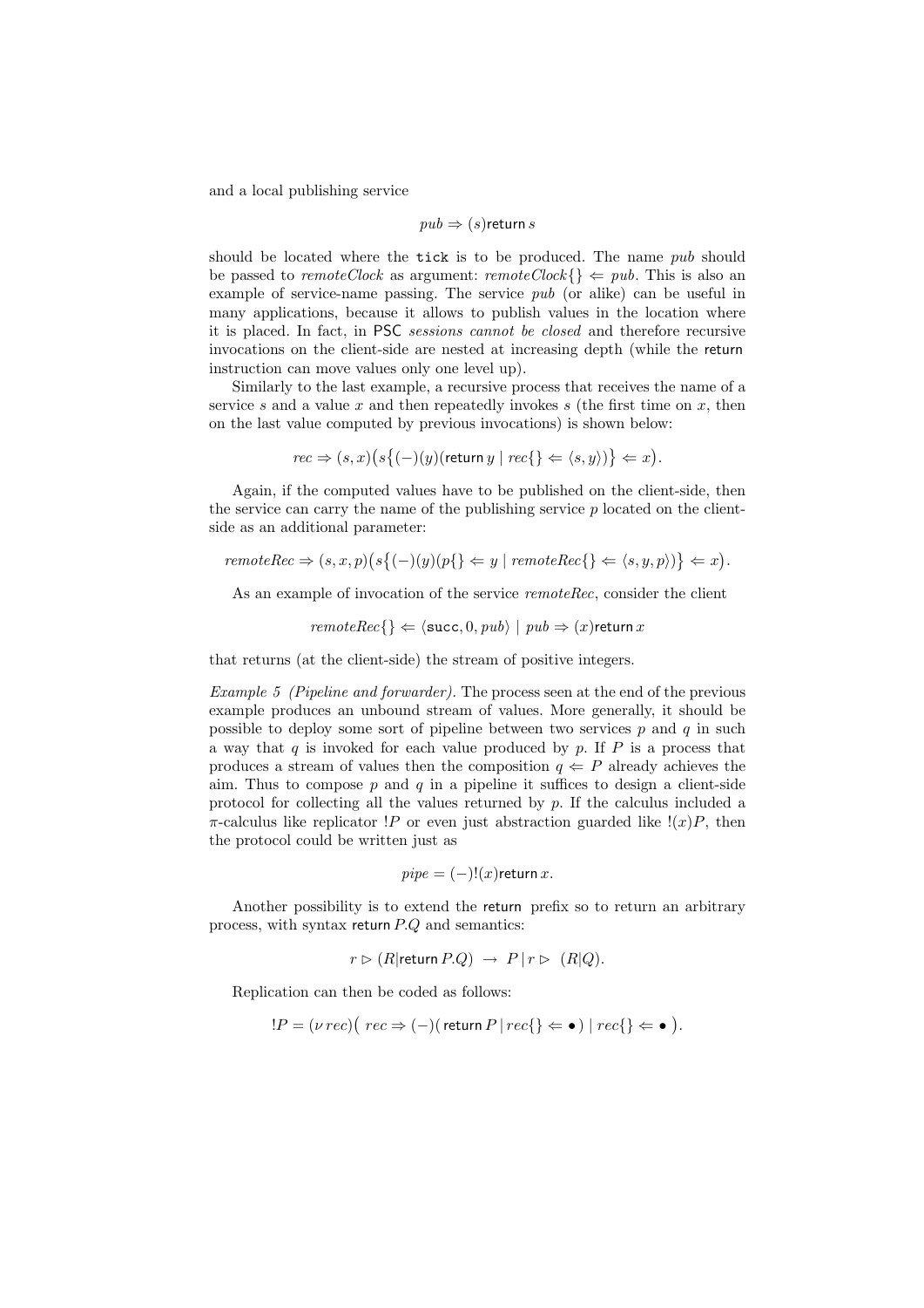and a local publishing service

$$pub \Rightarrow (s)\mathsf{return}\, s$$

should be located where the `tick` is to be produced. The name $pub$ should be passed to $remoteClock$ as argument: $remoteClock\{\} \Leftarrow pub$. This is also an example of service-name passing. The service $pub$ (or alike) can be useful in many applications, because it allows to publish values in the location where it is placed. In fact, in PSC *sessions cannot be closed* and therefore recursive invocations on the client-side are nested at increasing depth (while the $\mathsf{return}$ instruction can move values only one level up).

Similarly to the last example, a recursive process that receives the name of a service $s$ and a value $x$ and then repeatedly invokes $s$ (the first time on $x$, then on the last value computed by previous invocations) is shown below:

$$rec \Rightarrow (s,x)\big(s\big\{(-)(y)(\mathsf{return}\, y \mid rec\{\} \Leftarrow \langle s,y\rangle)\big\} \Leftarrow x\big).$$

Again, if the computed values have to be published on the client-side, then the service can carry the name of the publishing service $p$ located on the client-side as an additional parameter:

$$remoteRec \Rightarrow (s,x,p)\big(s\big\{(-)(y)(p\{\} \Leftarrow y \mid remoteRec\{\} \Leftarrow \langle s,y,p\rangle)\big\} \Leftarrow x\big).$$

As an example of invocation of the service $remoteRec$, consider the client

$$remoteRec\{\} \Leftarrow \langle \mathsf{succ}, 0, pub\rangle \mid pub \Rightarrow (x)\mathsf{return}\, x$$

that returns (at the client-side) the stream of positive integers.

*Example 5 (Pipeline and forwarder).* The process seen at the end of the previous example produces an unbound stream of values. More generally, it should be possible to deploy some sort of pipeline between two services $p$ and $q$ in such a way that $q$ is invoked for each value produced by $p$. If $P$ is a process that produces a stream of values then the composition $q \Leftarrow P$ already achieves the aim. Thus to compose $p$ and $q$ in a pipeline it suffices to design a client-side protocol for collecting all the values returned by $p$. If the calculus included a $\pi$-calculus like replicator $!P$ or even just abstraction guarded like $!(x)P$, then the protocol could be written just as

$$pipe = (-)!(x)\mathsf{return}\, x.$$

Another possibility is to extend the $\mathsf{return}$ prefix so to return an arbitrary process, with syntax $\mathsf{return}\, P.Q$ and semantics:

$$r \rhd (R|\mathsf{return}\, P.Q) \;\rightarrow\; P \,|\, r \rhd \;(R|Q).$$

Replication can then be coded as follows:

$$!P = (\nu\, rec)\big(\; rec \Rightarrow (-)(\,\mathsf{return}\, P \,|\, rec\{\} \Leftarrow \bullet\,) \mid rec\{\} \Leftarrow \bullet \;\big).$$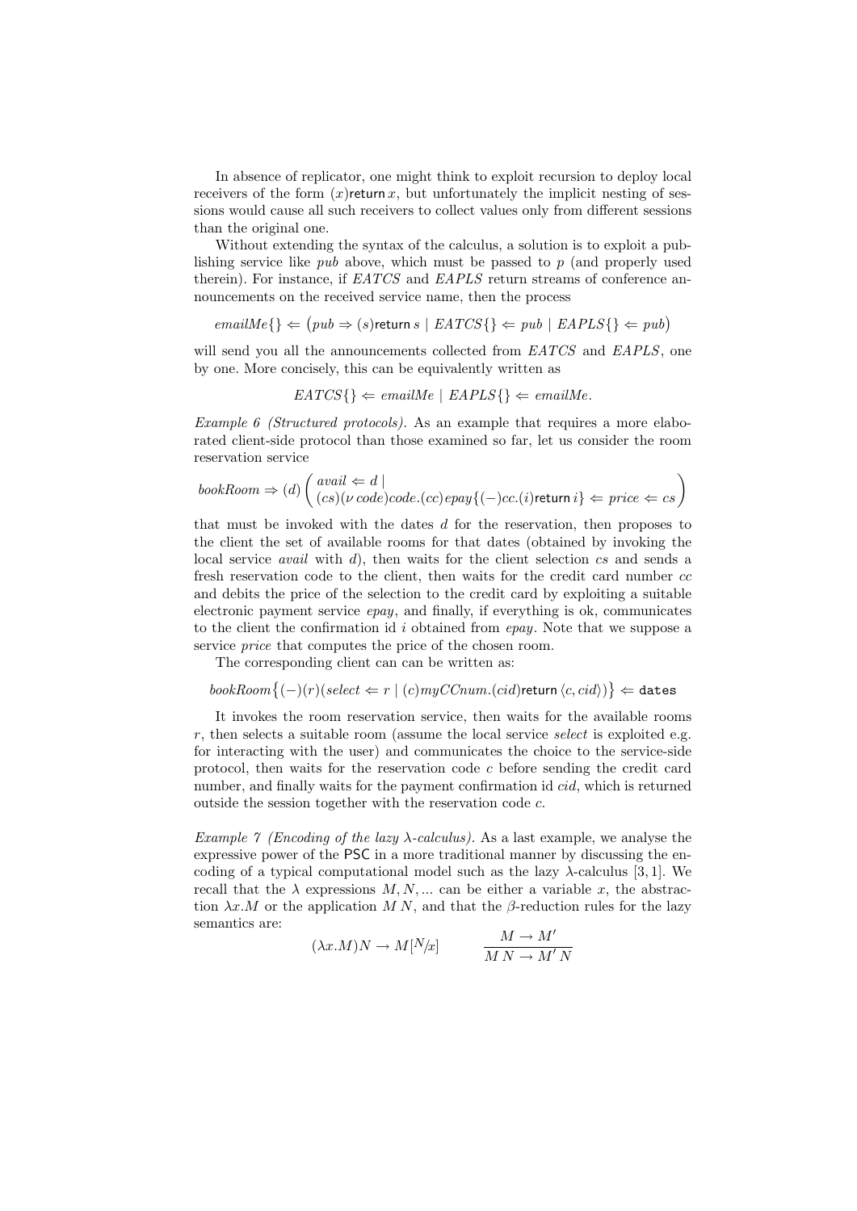In absence of replicator, one might think to exploit recursion to deploy local receivers of the form $(x)\mathsf{return}\, x$, but unfortunately the implicit nesting of sessions would cause all such receivers to collect values only from different sessions than the original one.

Without extending the syntax of the calculus, a solution is to exploit a publishing service like *pub* above, which must be passed to $p$ (and properly used therein). For instance, if *EATCS* and *EAPLS* return streams of conference announcements on the received service name, then the process

$$emailMe\{\} \Leftarrow \big(pub \Rightarrow (s)\mathsf{return}\, s \mid EATCS\{\} \Leftarrow pub \mid EAPLS\{\} \Leftarrow pub\big)$$

will send you all the announcements collected from *EATCS* and *EAPLS*, one by one. More concisely, this can be equivalently written as

$$EATCS\{\} \Leftarrow emailMe \mid EAPLS\{\} \Leftarrow emailMe.$$

*Example 6 (Structured protocols).* As an example that requires a more elaborated client-side protocol than those examined so far, let us consider the room reservation service

$$bookRoom \Rightarrow (d) \left( \begin{array}{l} avail \Leftarrow d \mid \\ (cs)(\nu\, code)code.(cc)epay\{(-)cc.(i)\mathsf{return}\, i\} \Leftarrow price \Leftarrow cs \end{array} \right)$$

that must be invoked with the dates $d$ for the reservation, then proposes to the client the set of available rooms for that dates (obtained by invoking the local service *avail* with $d$), then waits for the client selection $cs$ and sends a fresh reservation code to the client, then waits for the credit card number $cc$ and debits the price of the selection to the credit card by exploiting a suitable electronic payment service *epay*, and finally, if everything is ok, communicates to the client the confirmation id $i$ obtained from *epay*. Note that we suppose a service *price* that computes the price of the chosen room.

The corresponding client can can be written as:

$$bookRoom\big\{(-)(r)(select \Leftarrow r \mid (c)myCCnum.(cid)\mathsf{return}\, \langle c, cid\rangle)\big\} \Leftarrow \mathtt{dates}$$

It invokes the room reservation service, then waits for the available rooms $r$, then selects a suitable room (assume the local service *select* is exploited e.g. for interacting with the user) and communicates the choice to the service-side protocol, then waits for the reservation code $c$ before sending the credit card number, and finally waits for the payment confirmation id *cid*, which is returned outside the session together with the reservation code $c$.

*Example 7 (Encoding of the lazy $\lambda$-calculus).* As a last example, we analyse the expressive power of the PSC in a more traditional manner by discussing the encoding of a typical computational model such as the lazy $\lambda$-calculus [3, 1]. We recall that the $\lambda$ expressions $M, N, \ldots$ can be either a variable $x$, the abstraction $\lambda x.M$ or the application $M\, N$, and that the $\beta$-reduction rules for the lazy semantics are:

$$(\lambda x.M)N \to M[^N\!/\!_x] \qquad\qquad \frac{M \to M'}{M\, N \to M'\, N}$$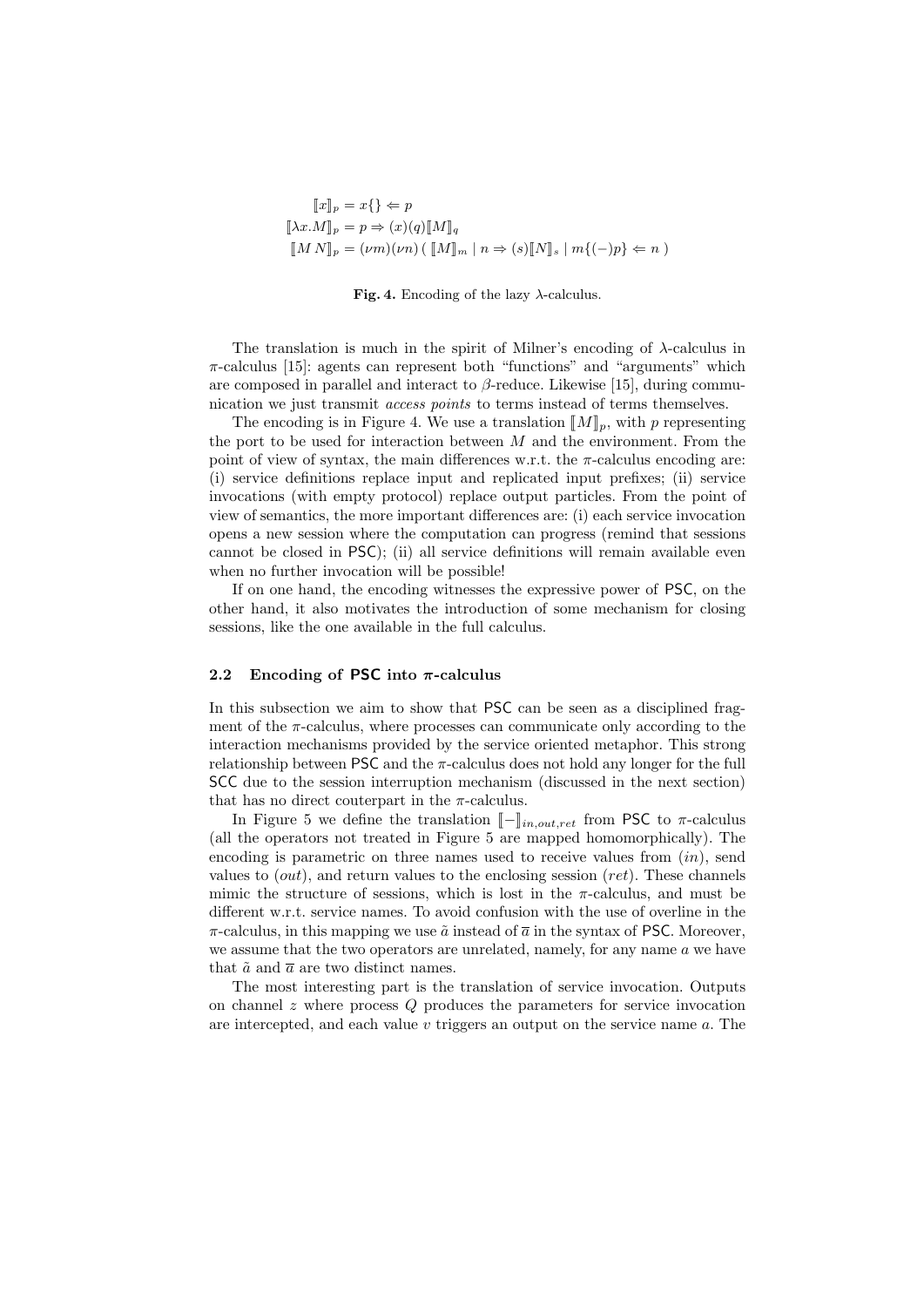$$
\begin{aligned}
\llbracket x \rrbracket_p &= x\{\} \Leftarrow p \\
\llbracket \lambda x.M \rrbracket_p &= p \Rightarrow (x)(q)\llbracket M \rrbracket_q \\
\llbracket M\,N \rrbracket_p &= (\nu m)(\nu n)\,(\; \llbracket M \rrbracket_m \mid n \Rightarrow (s)\llbracket N \rrbracket_s \mid m\{(-)p\} \Leftarrow n \;)
\end{aligned}
$$

**Fig. 4.** Encoding of the lazy $\lambda$-calculus.

The translation is much in the spirit of Milner's encoding of $\lambda$-calculus in $\pi$-calculus [15]: agents can represent both "functions" and "arguments" which are composed in parallel and interact to $\beta$-reduce. Likewise [15], during communication we just transmit *access points* to terms instead of terms themselves.

The encoding is in Figure 4. We use a translation $\llbracket M \rrbracket_p$, with $p$ representing the port to be used for interaction between $M$ and the environment. From the point of view of syntax, the main differences w.r.t. the $\pi$-calculus encoding are: (i) service definitions replace input and replicated input prefixes; (ii) service invocations (with empty protocol) replace output particles. From the point of view of semantics, the more important differences are: (i) each service invocation opens a new session where the computation can progress (remind that sessions cannot be closed in PSC); (ii) all service definitions will remain available even when no further invocation will be possible!

If on one hand, the encoding witnesses the expressive power of PSC, on the other hand, it also motivates the introduction of some mechanism for closing sessions, like the one available in the full calculus.

### 2.2 Encoding of PSC into $\pi$-calculus

In this subsection we aim to show that PSC can be seen as a disciplined fragment of the $\pi$-calculus, where processes can communicate only according to the interaction mechanisms provided by the service oriented metaphor. This strong relationship between PSC and the $\pi$-calculus does not hold any longer for the full SCC due to the session interruption mechanism (discussed in the next section) that has no direct couterpart in the $\pi$-calculus.

In Figure 5 we define the translation $\llbracket - \rrbracket_{in,out,ret}$ from PSC to $\pi$-calculus (all the operators not treated in Figure 5 are mapped homomorphically). The encoding is parametric on three names used to receive values from ($in$), send values to ($out$), and return values to the enclosing session ($ret$). These channels mimic the structure of sessions, which is lost in the $\pi$-calculus, and must be different w.r.t. service names. To avoid confusion with the use of overline in the $\pi$-calculus, in this mapping we use $\tilde{a}$ instead of $\overline{a}$ in the syntax of PSC. Moreover, we assume that the two operators are unrelated, namely, for any name $a$ we have that $\tilde{a}$ and $\overline{a}$ are two distinct names.

The most interesting part is the translation of service invocation. Outputs on channel $z$ where process $Q$ produces the parameters for service invocation are intercepted, and each value $v$ triggers an output on the service name $a$. The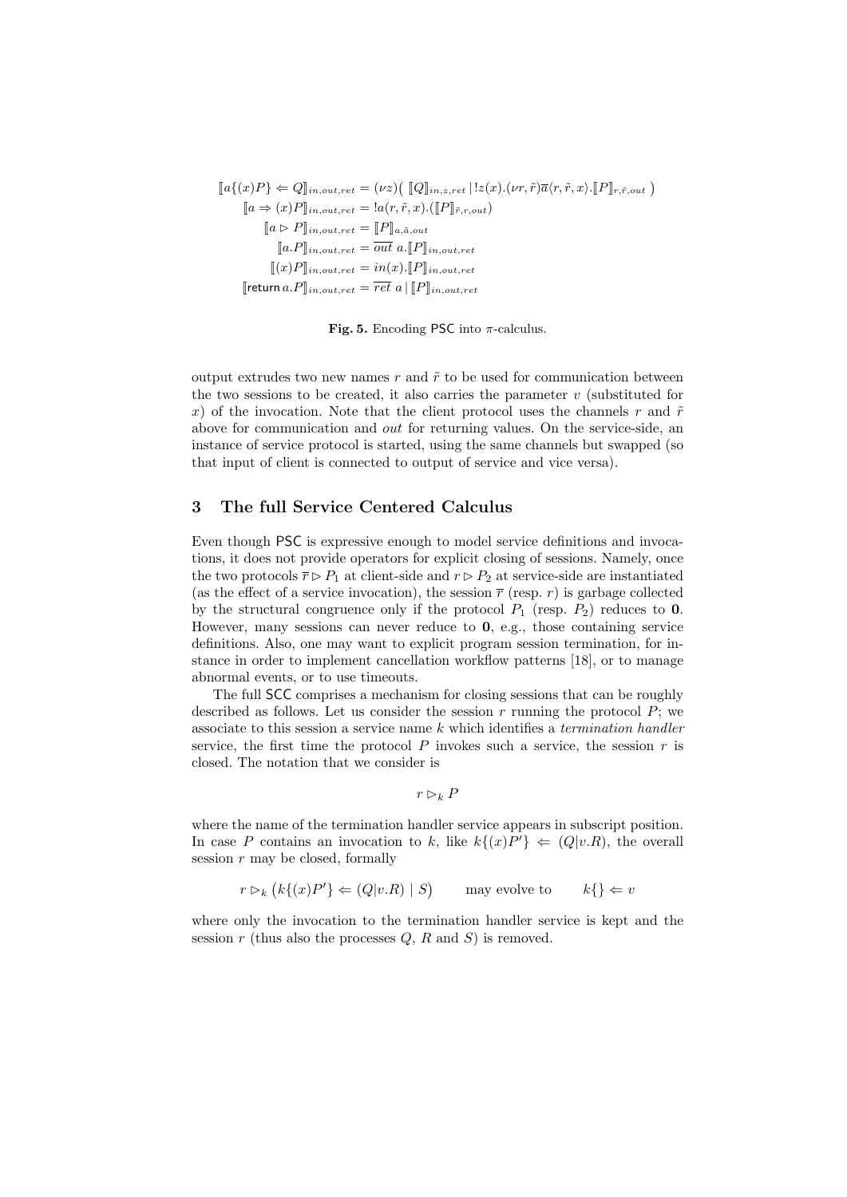$$
\begin{aligned}
[\![a\{(x)P\} \Leftarrow Q]\!]_{in,out,ret} &= (\nu z)\big(\, [\![Q]\!]_{in,z,ret} \,|\, !z(x).(\nu r,\tilde{r})\overline{a}\langle r,\tilde{r},x\rangle.[\![P]\!]_{r,\tilde{r},out} \,\big) \\
[\![a \Rightarrow (x)P]\!]_{in,out,ret} &= !a(r,\tilde{r},x).([\![P]\!]_{\tilde{r},r,out}) \\
[\![a \rhd P]\!]_{in,out,ret} &= [\![P]\!]_{a,\tilde{a},out} \\
[\![a.P]\!]_{in,out,ret} &= \overline{out}\ a.[\![P]\!]_{in,out,ret} \\
[\![(x)P]\!]_{in,out,ret} &= in(x).[\![P]\!]_{in,out,ret} \\
[\![\mathsf{return}\, a.P]\!]_{in,out,ret} &= \overline{ret}\ a \,|\, [\![P]\!]_{in,out,ret}
\end{aligned}
$$

**Fig. 5.** Encoding PSC into $\pi$-calculus.

output extrudes two new names $r$ and $\tilde{r}$ to be used for communication between the two sessions to be created, it also carries the parameter $v$ (substituted for $x$) of the invocation. Note that the client protocol uses the channels $r$ and $\tilde{r}$ above for communication and *out* for returning values. On the service-side, an instance of service protocol is started, using the same channels but swapped (so that input of client is connected to output of service and vice versa).

## 3 The full Service Centered Calculus

Even though PSC is expressive enough to model service definitions and invocations, it does not provide operators for explicit closing of sessions. Namely, once the two protocols $\overline{r} \rhd P_1$ at client-side and $r \rhd P_2$ at service-side are instantiated (as the effect of a service invocation), the session $\overline{r}$ (resp. $r$) is garbage collected by the structural congruence only if the protocol $P_1$ (resp. $P_2$) reduces to $\mathbf{0}$. However, many sessions can never reduce to $\mathbf{0}$, e.g., those containing service definitions. Also, one may want to explicit program session termination, for instance in order to implement cancellation workflow patterns [18], or to manage abnormal events, or to use timeouts.

The full SCC comprises a mechanism for closing sessions that can be roughly described as follows. Let us consider the session $r$ running the protocol $P$; we associate to this session a service name $k$ which identifies a *termination handler* service, the first time the protocol $P$ invokes such a service, the session $r$ is closed. The notation that we consider is

$$
r \rhd_k P
$$

where the name of the termination handler service appears in subscript position. In case $P$ contains an invocation to $k$, like $k\{(x)P'\} \Leftarrow (Q|v.R)$, the overall session $r$ may be closed, formally

$$
r \rhd_k \big(k\{(x)P'\} \Leftarrow (Q|v.R) \mid S\big) \qquad \text{may evolve to} \qquad k\{\} \Leftarrow v
$$

where only the invocation to the termination handler service is kept and the session $r$ (thus also the processes $Q$, $R$ and $S$) is removed.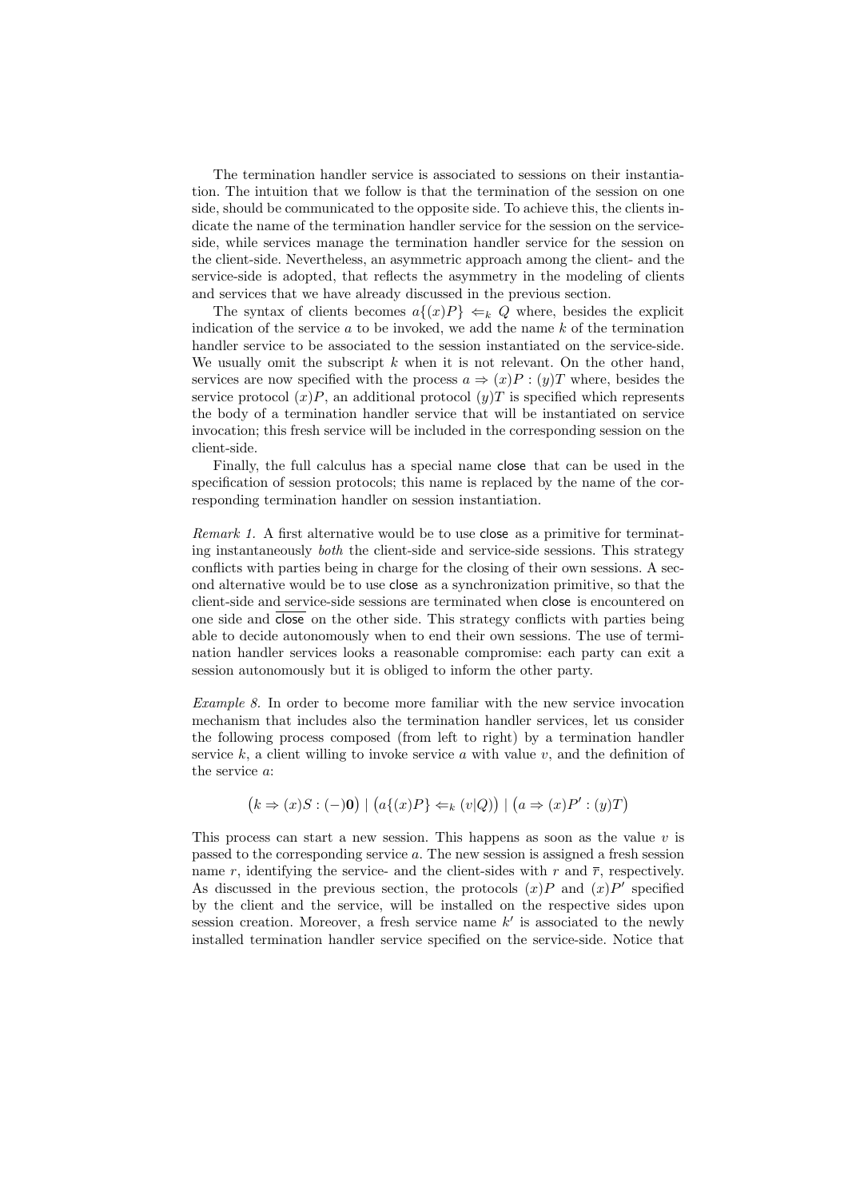The termination handler service is associated to sessions on their instantiation. The intuition that we follow is that the termination of the session on one side, should be communicated to the opposite side. To achieve this, the clients indicate the name of the termination handler service for the session on the service-side, while services manage the termination handler service for the session on the client-side. Nevertheless, an asymmetric approach among the client- and the service-side is adopted, that reflects the asymmetry in the modeling of clients and services that we have already discussed in the previous section.

The syntax of clients becomes $a\{(x)P\} \Leftarrow_k Q$ where, besides the explicit indication of the service $a$ to be invoked, we add the name $k$ of the termination handler service to be associated to the session instantiated on the service-side. We usually omit the subscript $k$ when it is not relevant. On the other hand, services are now specified with the process $a \Rightarrow (x)P : (y)T$ where, besides the service protocol $(x)P$, an additional protocol $(y)T$ is specified which represents the body of a termination handler service that will be instantiated on service invocation; this fresh service will be included in the corresponding session on the client-side.

Finally, the full calculus has a special name $\mathsf{close}$ that can be used in the specification of session protocols; this name is replaced by the name of the corresponding termination handler on session instantiation.

*Remark 1.* A first alternative would be to use $\mathsf{close}$ as a primitive for terminating instantaneously *both* the client-side and service-side sessions. This strategy conflicts with parties being in charge for the closing of their own sessions. A second alternative would be to use $\mathsf{close}$ as a synchronization primitive, so that the client-side and service-side sessions are terminated when $\mathsf{close}$ is encountered on one side and $\overline{\mathsf{close}}$ on the other side. This strategy conflicts with parties being able to decide autonomously when to end their own sessions. The use of termination handler services looks a reasonable compromise: each party can exit a session autonomously but it is obliged to inform the other party.

*Example 8.* In order to become more familiar with the new service invocation mechanism that includes also the termination handler services, let us consider the following process composed (from left to right) by a termination handler service $k$, a client willing to invoke service $a$ with value $v$, and the definition of the service $a$:

$$\big(k \Rightarrow (x)S : (-)\mathbf{0}\big) \mid \big(a\{(x)P\} \Leftarrow_k (v|Q)\big) \mid \big(a \Rightarrow (x)P' : (y)T\big)$$

This process can start a new session. This happens as soon as the value $v$ is passed to the corresponding service $a$. The new session is assigned a fresh session name $r$, identifying the service- and the client-sides with $r$ and $\overline{r}$, respectively. As discussed in the previous section, the protocols $(x)P$ and $(x)P'$ specified by the client and the service, will be installed on the respective sides upon session creation. Moreover, a fresh service name $k'$ is associated to the newly installed termination handler service specified on the service-side. Notice that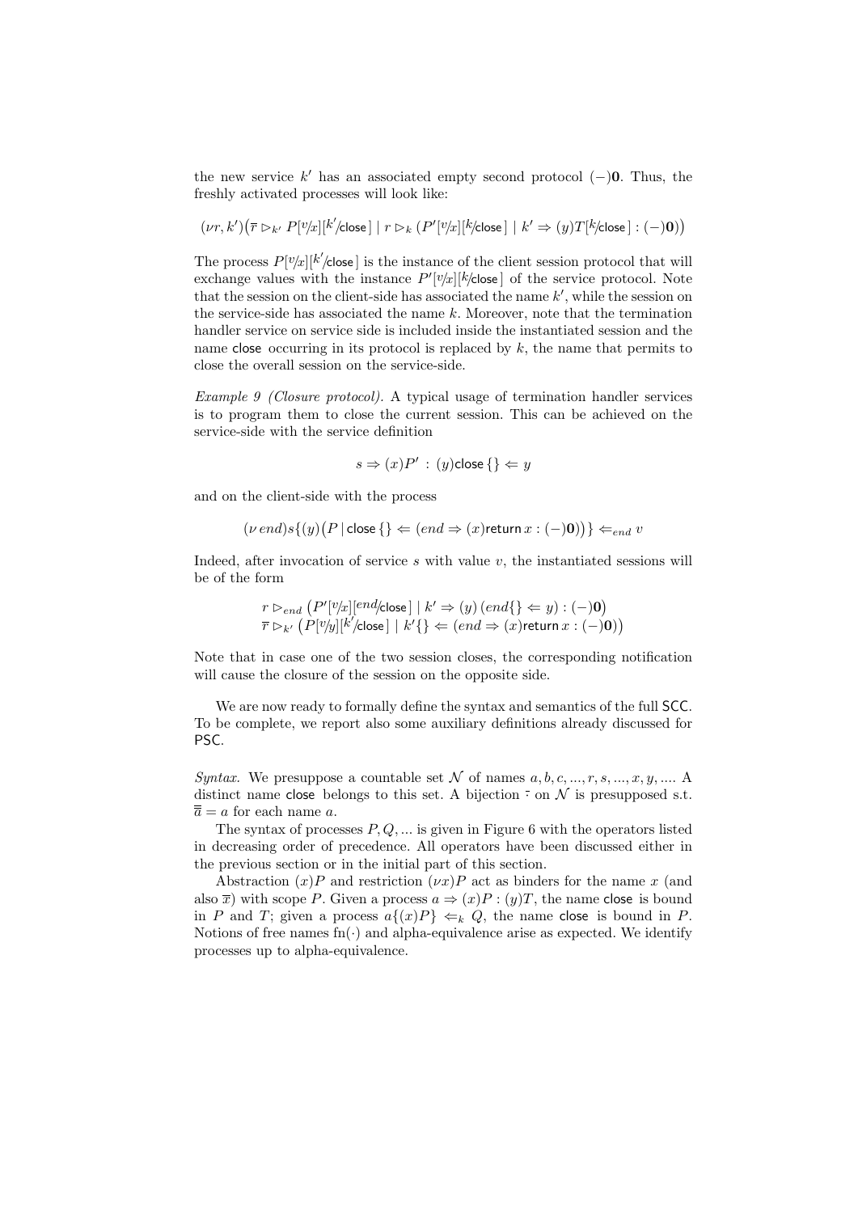the new service $k'$ has an associated empty second protocol $(-)\mathbf{0}$. Thus, the freshly activated processes will look like:

$$(\nu r, k')\big(\overline{r} \rhd_{k'} P[{}^{v}\!/\!_{x}][{}^{k'}\!/\!_{\mathsf{close}}] \mid r \rhd_{k} (P'[{}^{v}\!/\!_{x}][{}^{k}\!/\!_{\mathsf{close}}] \mid k' \Rightarrow (y)T[{}^{k}\!/\!_{\mathsf{close}}] : (-)\mathbf{0})\big)$$

The process $P[{}^{v}\!/\!_{x}][{}^{k'}\!/\!_{\mathsf{close}}]$ is the instance of the client session protocol that will exchange values with the instance $P'[{}^{v}\!/\!_{x}][{}^{k}\!/\!_{\mathsf{close}}]$ of the service protocol. Note that the session on the client-side has associated the name $k'$, while the session on the service-side has associated the name $k$. Moreover, note that the termination handler service on service side is included inside the instantiated session and the name $\mathsf{close}$ occurring in its protocol is replaced by $k$, the name that permits to close the overall session on the service-side.

*Example 9 (Closure protocol).* A typical usage of termination handler services is to program them to close the current session. This can be achieved on the service-side with the service definition

$$s \Rightarrow (x)P' \;:\; (y)\mathsf{close}\,\{\} \Leftarrow y$$

and on the client-side with the process

$$(\nu\, end)s\{(y)\big(P \mid \mathsf{close}\,\{\} \Leftarrow (end \Rightarrow (x)\mathsf{return}\, x : (-)\mathbf{0})\big)\} \Leftarrow_{end} v$$

Indeed, after invocation of service $s$ with value $v$, the instantiated sessions will be of the form

$$\begin{array}{l} r \rhd_{end} \big(P'[{}^{v}\!/\!_{x}][{}^{end}\!/\!_{\mathsf{close}}] \mid k' \Rightarrow (y)\,(end\{\} \Leftarrow y) : (-)\mathbf{0}\big) \\ \overline{r} \rhd_{k'} \big(P[{}^{v}\!/\!_{y}][{}^{k'}\!/\!_{\mathsf{close}}] \mid k'\{\} \Leftarrow (end \Rightarrow (x)\mathsf{return}\, x : (-)\mathbf{0})\big) \end{array}$$

Note that in case one of the two session closes, the corresponding notification will cause the closure of the session on the opposite side.

We are now ready to formally define the syntax and semantics of the full SCC. To be complete, we report also some auxiliary definitions already discussed for PSC.

*Syntax.* We presuppose a countable set $\mathcal{N}$ of names $a, b, c, ..., r, s, ..., x, y, ....$ A distinct name $\mathsf{close}$ belongs to this set. A bijection $\bar{\cdot}$ on $\mathcal{N}$ is presupposed s.t. $\overline{\overline{a}} = a$ for each name $a$.

The syntax of processes $P, Q, ...$ is given in Figure 6 with the operators listed in decreasing order of precedence. All operators have been discussed either in the previous section or in the initial part of this section.

Abstraction $(x)P$ and restriction $(\nu x)P$ act as binders for the name $x$ (and also $\overline{x}$) with scope $P$. Given a process $a \Rightarrow (x)P : (y)T$, the name $\mathsf{close}$ is bound in $P$ and $T$; given a process $a\{(x)P\} \Leftarrow_k Q$, the name $\mathsf{close}$ is bound in $P$. Notions of free names $\mathrm{fn}(\cdot)$ and alpha-equivalence arise as expected. We identify processes up to alpha-equivalence.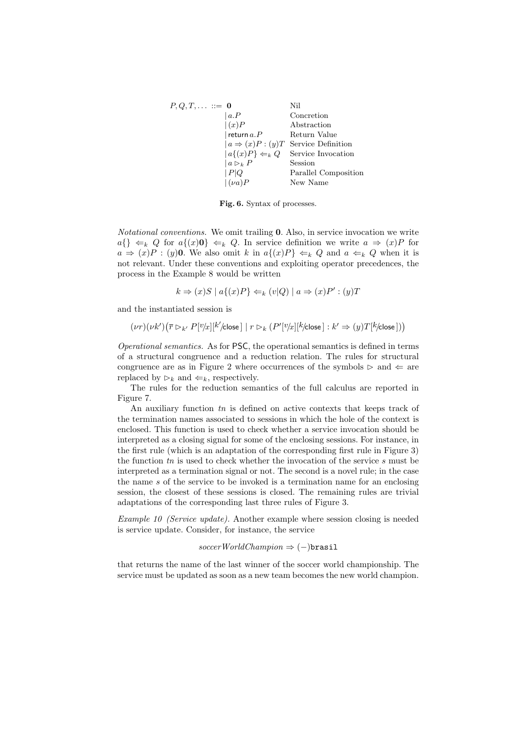$$
\begin{array}{rll}
P, Q, T, \ldots & ::= \mathbf{0} & \text{Nil} \\
& \mid a.P & \text{Concretion} \\
& \mid (x)P & \text{Abstraction} \\
& \mid \mathsf{return}\, a.P & \text{Return Value} \\
& \mid a \Rightarrow (x)P : (y)T & \text{Service Definition} \\
& \mid a\{(x)P\} \Leftarrow_k Q & \text{Service Invocation} \\
& \mid a \rhd_k P & \text{Session} \\
& \mid P|Q & \text{Parallel Composition} \\
& \mid (\nu a)P & \text{New Name}
\end{array}
$$

**Fig. 6.** Syntax of processes.

*Notational conventions.* We omit trailing $\mathbf{0}$. Also, in service invocation we write $a\{\} \Leftarrow_k Q$ for $a\{(x)\mathbf{0}\} \Leftarrow_k Q$. In service definition we write $a \Rightarrow (x)P$ for $a \Rightarrow (x)P : (y)\mathbf{0}$. We also omit $k$ in $a\{(x)P\} \Leftarrow_k Q$ and $a \Leftarrow_k Q$ when it is not relevant. Under these conventions and exploiting operator precedences, the process in the Example 8 would be written

$$k \Rightarrow (x)S \mid a\{(x)P\} \Leftarrow_k (v|Q) \mid a \Rightarrow (x)P' : (y)T$$

and the instantiated session is

$$(\nu r)(\nu k')\big(\overline{r} \rhd_{k'} P[{}^{v}\!/\!_{x}][{}^{k'}\!/\!_{\mathsf{close}}] \mid r \rhd_k (P'[{}^{v}\!/\!_{x}][{}^{k}\!/\!_{\mathsf{close}}] : k' \Rightarrow (y)T[{}^{k}\!/\!_{\mathsf{close}}])\big)$$

*Operational semantics.* As for PSC, the operational semantics is defined in terms of a structural congruence and a reduction relation. The rules for structural congruence are as in Figure 2 where occurrences of the symbols $\rhd$ and $\Leftarrow$ are replaced by $\rhd_k$ and $\Leftarrow_k$, respectively.

The rules for the reduction semantics of the full calculus are reported in Figure 7.

An auxiliary function $tn$ is defined on active contexts that keeps track of the termination names associated to sessions in which the hole of the context is enclosed. This function is used to check whether a service invocation should be interpreted as a closing signal for some of the enclosing sessions. For instance, in the first rule (which is an adaptation of the corresponding first rule in Figure 3) the function $tn$ is used to check whether the invocation of the service $s$ must be interpreted as a termination signal or not. The second is a novel rule; in the case the name $s$ of the service to be invoked is a termination name for an enclosing session, the closest of these sessions is closed. The remaining rules are trivial adaptations of the corresponding last three rules of Figure 3.

*Example 10 (Service update).* Another example where session closing is needed is service update. Consider, for instance, the service

$$soccerWorldChampion \Rightarrow (-)\texttt{brasil}$$

that returns the name of the last winner of the soccer world championship. The service must be updated as soon as a new team becomes the new world champion.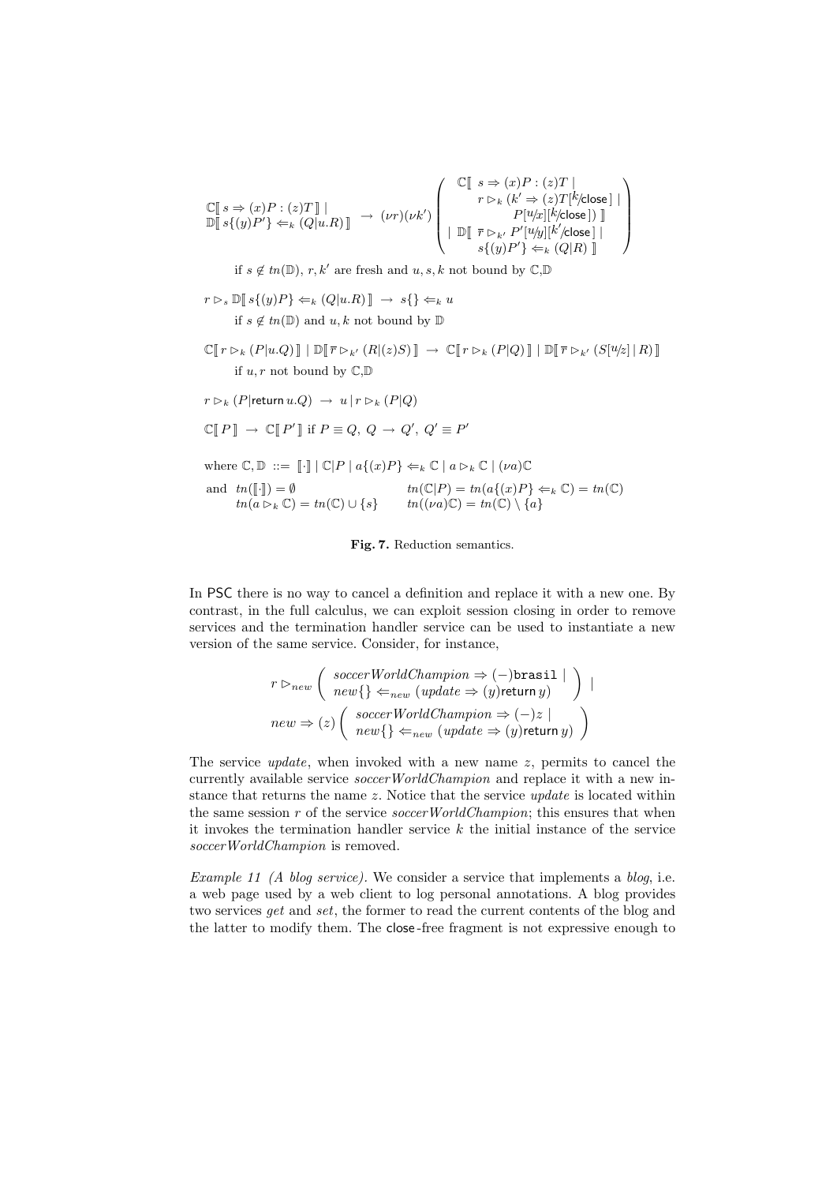$$\begin{array}{l}\mathbb{C}[\![\, s \Rightarrow (x)P : (z)T \,]\!] \mid \\ \mathbb{D}[\![\, s\{(y)P'\} \Leftarrow_k (Q|u.R) \,]\!]\end{array} \;\rightarrow\; (\nu r)(\nu k') \left( \begin{array}{l} \mathbb{C}[\![\; s \Rightarrow (x)P : (z)T \mid \\ \quad r \rhd_k (k' \Rightarrow (z)T[^{k}\!/\mathsf{close}] \mid \\ \quad\quad P[^{u}\!/x][^{k}\!/\mathsf{close}]) \,]\!] \\ \mid \mathbb{D}[\![\; \overline{r} \rhd_{k'} P'[^{u}\!/y][^{k'}\!/\mathsf{close}] \mid \\ \quad s\{(y)P'\} \Leftarrow_k (Q|R) \,]\!] \end{array} \right)$$

if $s \notin tn(\mathbb{D})$, $r, k'$ are fresh and $u, s, k$ not bound by $\mathbb{C}$,$\mathbb{D}$

$$r \rhd_s \mathbb{D}[\![\, s\{(y)P\} \Leftarrow_k (Q|u.R) \,]\!] \;\rightarrow\; s\{\} \Leftarrow_k u$$

if $s \notin tn(\mathbb{D})$ and $u, k$ not bound by $\mathbb{D}$

$$\mathbb{C}[\![\, r \rhd_k (P|u.Q) \,]\!] \mid \mathbb{D}[\![\, \overline{r} \rhd_{k'} (R|(z)S) \,]\!] \;\rightarrow\; \mathbb{C}[\![\, r \rhd_k (P|Q) \,]\!] \mid \mathbb{D}[\![\, \overline{r} \rhd_{k'} (S[^{u}\!/z] \mid R) \,]\!]$$

if $u, r$ not bound by $\mathbb{C}$,$\mathbb{D}$

$$r \rhd_k (P|\mathsf{return}\, u.Q) \;\rightarrow\; u \mid r \rhd_k (P|Q)$$

$$\mathbb{C}[\![\, P \,]\!] \;\rightarrow\; \mathbb{C}[\![\, P' \,]\!] \text{ if } P \equiv Q,\ Q \rightarrow Q',\ Q' \equiv P'$$

where $\mathbb{C}, \mathbb{D} ::= [\![\cdot]\!] \mid \mathbb{C}|P \mid a\{(x)P\} \Leftarrow_k \mathbb{C} \mid a \rhd_k \mathbb{C} \mid (\nu a)\mathbb{C}$

and $tn([\![\cdot]\!]) = \emptyset$ $\qquad tn(\mathbb{C}|P) = tn(a\{(x)P\} \Leftarrow_k \mathbb{C}) = tn(\mathbb{C})$

$tn(a \rhd_k \mathbb{C}) = tn(\mathbb{C}) \cup \{s\}$ $\qquad tn((\nu a)\mathbb{C}) = tn(\mathbb{C}) \setminus \{a\}$

**Fig. 7.** Reduction semantics.

In PSC there is no way to cancel a definition and replace it with a new one. By contrast, in the full calculus, we can exploit session closing in order to remove services and the termination handler service can be used to instantiate a new version of the same service. Consider, for instance,

$$\begin{array}{c} r \rhd_{new} \left( \begin{array}{l} soccerWorldChampion \Rightarrow (-)\mathtt{brasil} \mid \\ new\{\} \Leftarrow_{new} (update \Rightarrow (y)\mathsf{return}\, y) \end{array} \right) \mid \\ new \Rightarrow (z) \left( \begin{array}{l} soccerWorldChampion \Rightarrow (-)z \mid \\ new\{\} \Leftarrow_{new} (update \Rightarrow (y)\mathsf{return}\, y) \end{array} \right) \end{array}$$

The service *update*, when invoked with a new name $z$, permits to cancel the currently available service *soccerWorldChampion* and replace it with a new instance that returns the name $z$. Notice that the service *update* is located within the same session $r$ of the service *soccerWorldChampion*; this ensures that when it invokes the termination handler service $k$ the initial instance of the service *soccerWorldChampion* is removed.

*Example 11 (A blog service).* We consider a service that implements a *blog*, i.e. a web page used by a web client to log personal annotations. A blog provides two services *get* and *set*, the former to read the current contents of the blog and the latter to modify them. The close-free fragment is not expressive enough to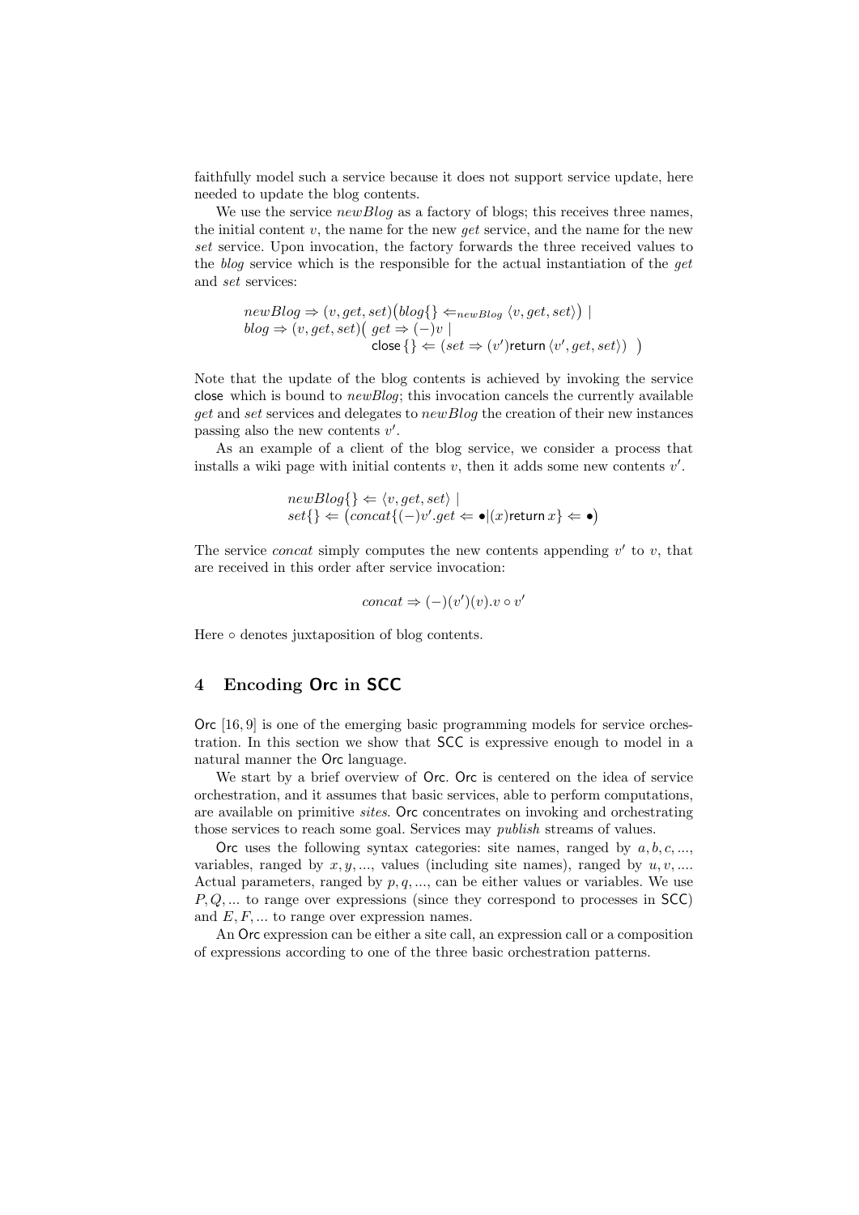faithfully model such a service because it does not support service update, here needed to update the blog contents.

We use the service *newBlog* as a factory of blogs; this receives three names, the initial content $v$, the name for the new *get* service, and the name for the new *set* service. Upon invocation, the factory forwards the three received values to the *blog* service which is the responsible for the actual instantiation of the *get* and *set* services:

$$
\begin{aligned}
&newBlog \Rightarrow (v, get, set)\big(blog\{\} \Leftarrow_{newBlog} \langle v, get, set\rangle\big) \mid \\
&blog \Rightarrow (v, get, set)\big(\; get \Rightarrow (-)v \mid \\
&\qquad\qquad\qquad\qquad \mathsf{close}\,\{\} \Leftarrow (set \Rightarrow (v')\mathsf{return}\,\langle v', get, set\rangle) \;\big)
\end{aligned}
$$

Note that the update of the blog contents is achieved by invoking the service close which is bound to *newBlog*; this invocation cancels the currently available *get* and *set* services and delegates to *newBlog* the creation of their new instances passing also the new contents $v'$.

As an example of a client of the blog service, we consider a process that installs a wiki page with initial contents $v$, then it adds some new contents $v'$.

$$
\begin{aligned}
&newBlog\{\} \Leftarrow \langle v, get, set\rangle \mid \\
&set\{\} \Leftarrow \big(concat\{(-)v'.get \Leftarrow \bullet | (x)\mathsf{return}\, x\} \Leftarrow \bullet\big)
\end{aligned}
$$

The service *concat* simply computes the new contents appending $v'$ to $v$, that are received in this order after service invocation:

$$
concat \Rightarrow (-)(v')(v).v \circ v'
$$

Here $\circ$ denotes juxtaposition of blog contents.

## 4 Encoding Orc in SCC

Orc [16, 9] is one of the emerging basic programming models for service orchestration. In this section we show that SCC is expressive enough to model in a natural manner the Orc language.

We start by a brief overview of Orc. Orc is centered on the idea of service orchestration, and it assumes that basic services, able to perform computations, are available on primitive *sites*. Orc concentrates on invoking and orchestrating those services to reach some goal. Services may *publish* streams of values.

Orc uses the following syntax categories: site names, ranged by $a, b, c, ...$, variables, ranged by $x, y, ...$, values (including site names), ranged by $u, v, ...$. Actual parameters, ranged by $p, q, ...$, can be either values or variables. We use $P, Q, ...$ to range over expressions (since they correspond to processes in SCC) and $E, F, ...$ to range over expression names.

An Orc expression can be either a site call, an expression call or a composition of expressions according to one of the three basic orchestration patterns.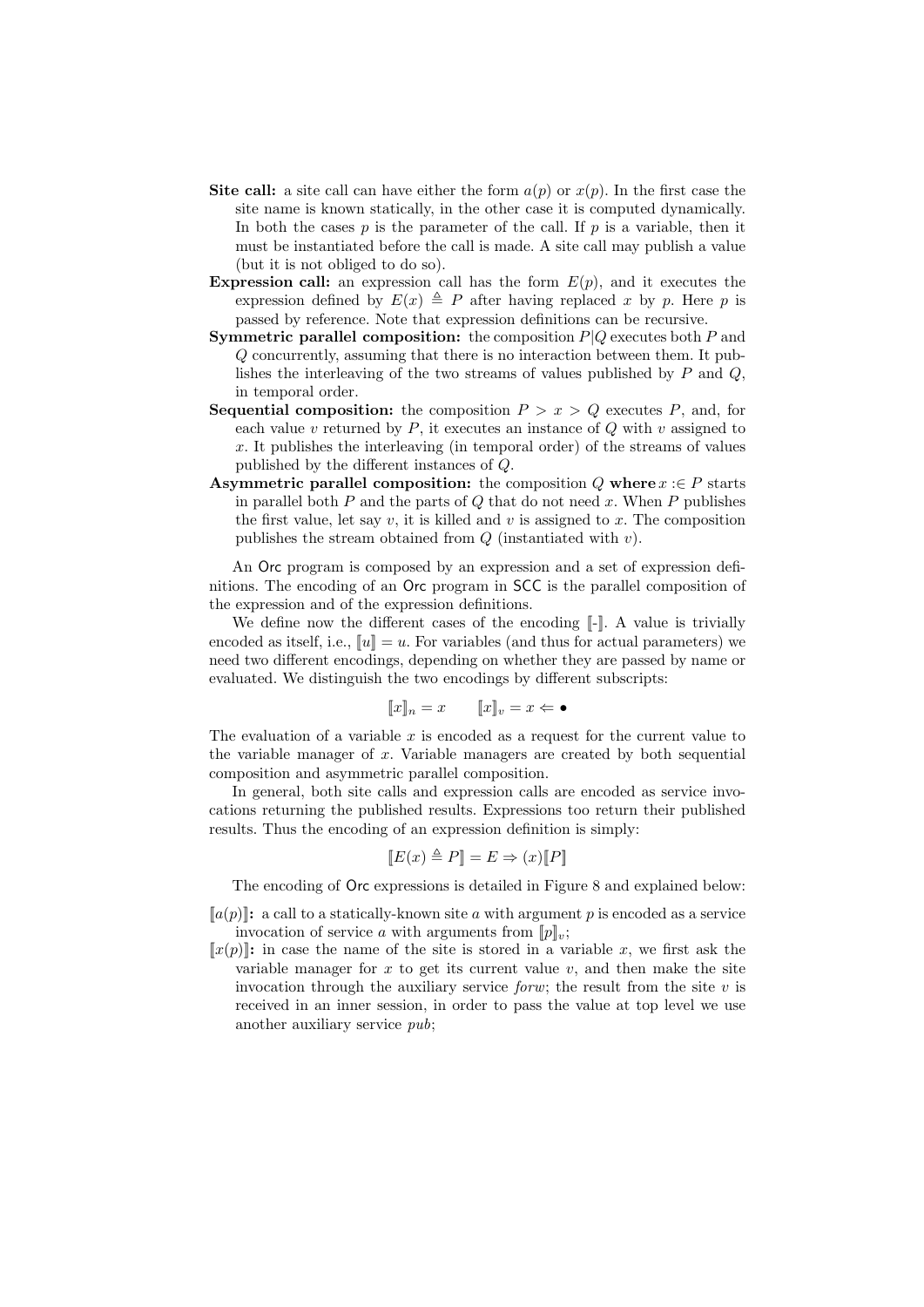**Site call:** a site call can have either the form $a(p)$ or $x(p)$. In the first case the site name is known statically, in the other case it is computed dynamically. In both the cases $p$ is the parameter of the call. If $p$ is a variable, then it must be instantiated before the call is made. A site call may publish a value (but it is not obliged to do so).

**Expression call:** an expression call has the form $E(p)$, and it executes the expression defined by $E(x) \triangleq P$ after having replaced $x$ by $p$. Here $p$ is passed by reference. Note that expression definitions can be recursive.

**Symmetric parallel composition:** the composition $P|Q$ executes both $P$ and $Q$ concurrently, assuming that there is no interaction between them. It publishes the interleaving of the two streams of values published by $P$ and $Q$, in temporal order.

**Sequential composition:** the composition $P > x > Q$ executes $P$, and, for each value $v$ returned by $P$, it executes an instance of $Q$ with $v$ assigned to $x$. It publishes the interleaving (in temporal order) of the streams of values published by the different instances of $Q$.

**Asymmetric parallel composition:** the composition $Q$ **where** $x :\in P$ starts in parallel both $P$ and the parts of $Q$ that do not need $x$. When $P$ publishes the first value, let say $v$, it is killed and $v$ is assigned to $x$. The composition publishes the stream obtained from $Q$ (instantiated with $v$).

An Orc program is composed by an expression and a set of expression definitions. The encoding of an Orc program in SCC is the parallel composition of the expression and of the expression definitions.

We define now the different cases of the encoding $[\![\text{-}]\!]$. A value is trivially encoded as itself, i.e., $[\![u]\!] = u$. For variables (and thus for actual parameters) we need two different encodings, depending on whether they are passed by name or evaluated. We distinguish the two encodings by different subscripts:

$$[\![x]\!]_n = x \qquad [\![x]\!]_v = x \Leftarrow \bullet$$

The evaluation of a variable $x$ is encoded as a request for the current value to the variable manager of $x$. Variable managers are created by both sequential composition and asymmetric parallel composition.

In general, both site calls and expression calls are encoded as service invocations returning the published results. Expressions too return their published results. Thus the encoding of an expression definition is simply:

$$[\![E(x) \triangleq P]\!] = E \Rightarrow (x)[\![P]\!]$$

The encoding of Orc expressions is detailed in Figure 8 and explained below:

$[\![a(p)]\!]$**:** a call to a statically-known site $a$ with argument $p$ is encoded as a service invocation of service $a$ with arguments from $[\![p]\!]_v$;

$[\![x(p)]\!]$**:** in case the name of the site is stored in a variable $x$, we first ask the variable manager for $x$ to get its current value $v$, and then make the site invocation through the auxiliary service *forw*; the result from the site $v$ is received in an inner session, in order to pass the value at top level we use another auxiliary service *pub*;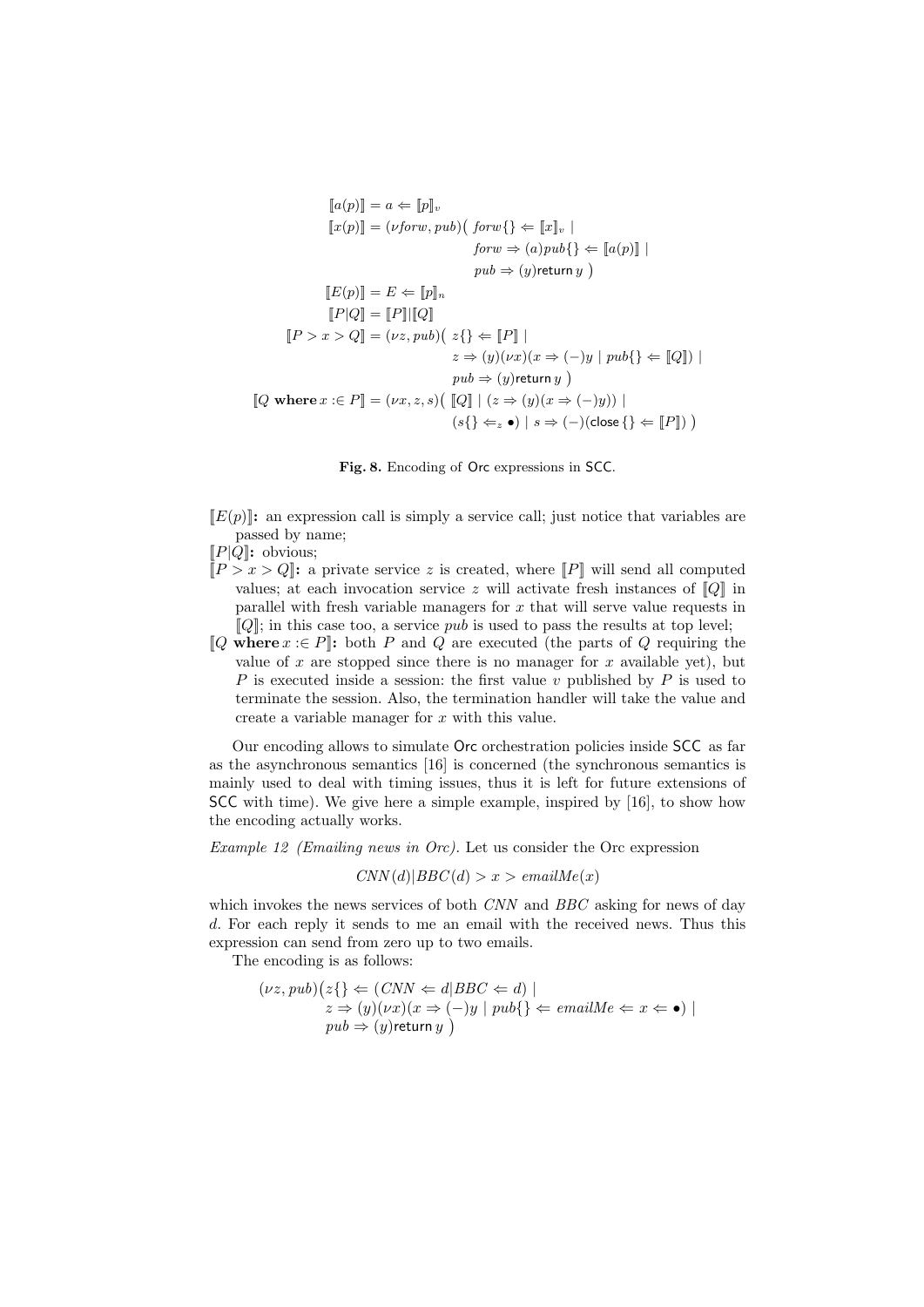$$
\begin{aligned}
[\![a(p)]\!] &= a \Leftarrow [\![p]\!]_v \\
[\![x(p)]\!] &= (\nu forw, pub)\big(\; forw\{\} \Leftarrow [\![x]\!]_v \mid \\
&\qquad\qquad forw \Rightarrow (a) pub\{\} \Leftarrow [\![a(p)]\!] \mid \\
&\qquad\qquad pub \Rightarrow (y)\mathsf{return}\; y \;\big) \\
[\![E(p)]\!] &= E \Leftarrow [\![p]\!]_n \\
[\![P|Q]\!] &= [\![P]\!] | [\![Q]\!] \\
[\![P > x > Q]\!] &= (\nu z, pub)\big(\; z\{\} \Leftarrow [\![P]\!] \mid \\
&\qquad\qquad z \Rightarrow (y)(\nu x)(x \Rightarrow (-)y \mid pub\{\} \Leftarrow [\![Q]\!]) \mid \\
&\qquad\qquad pub \Rightarrow (y)\mathsf{return}\; y \;\big) \\
[\![Q \;\mathbf{where}\; x :\in P]\!] &= (\nu x, z, s)\big(\; [\![Q]\!] \mid (z \Rightarrow (y)(x \Rightarrow (-)y)) \mid \\
&\qquad\qquad (s\{\} \Leftarrow_z \bullet) \mid s \Rightarrow (-)(\mathsf{close}\,\{\} \Leftarrow [\![P]\!]) \;\big)
\end{aligned}
$$

**Fig. 8.** Encoding of Orc expressions in SCC.

- $[\![E(p)]\!]$**:** an expression call is simply a service call; just notice that variables are passed by name;
- $[\![P|Q]\!]$**:** obvious;
- $[\![P > x > Q]\!]$**:** a private service $z$ is created, where $[\![P]\!]$ will send all computed values; at each invocation service $z$ will activate fresh instances of $[\![Q]\!]$ in parallel with fresh variable managers for $x$ that will serve value requests in $[\![Q]\!]$; in this case too, a service $pub$ is used to pass the results at top level;
- $[\![Q \;\mathbf{where}\; x :\in P]\!]$**:** both $P$ and $Q$ are executed (the parts of $Q$ requiring the value of $x$ are stopped since there is no manager for $x$ available yet), but $P$ is executed inside a session: the first value $v$ published by $P$ is used to terminate the session. Also, the termination handler will take the value and create a variable manager for $x$ with this value.

Our encoding allows to simulate Orc orchestration policies inside SCC as far as the asynchronous semantics [16] is concerned (the synchronous semantics is mainly used to deal with timing issues, thus it is left for future extensions of SCC with time). We give here a simple example, inspired by [16], to show how the encoding actually works.

*Example 12 (Emailing news in Orc).* Let us consider the Orc expression

$$
CNN(d)|BBC(d) > x > emailMe(x)
$$

which invokes the news services of both $CNN$ and $BBC$ asking for news of day $d$. For each reply it sends to me an email with the received news. Thus this expression can send from zero up to two emails.

The encoding is as follows:

$$
\begin{aligned}
(\nu z, pub)\big(& z\{\} \Leftarrow (CNN \Leftarrow d | BBC \Leftarrow d) \mid \\
& z \Rightarrow (y)(\nu x)(x \Rightarrow (-)y \mid pub\{\} \Leftarrow emailMe \Leftarrow x \Leftarrow \bullet) \mid \\
& pub \Rightarrow (y)\mathsf{return}\; y \;\big)
\end{aligned}
$$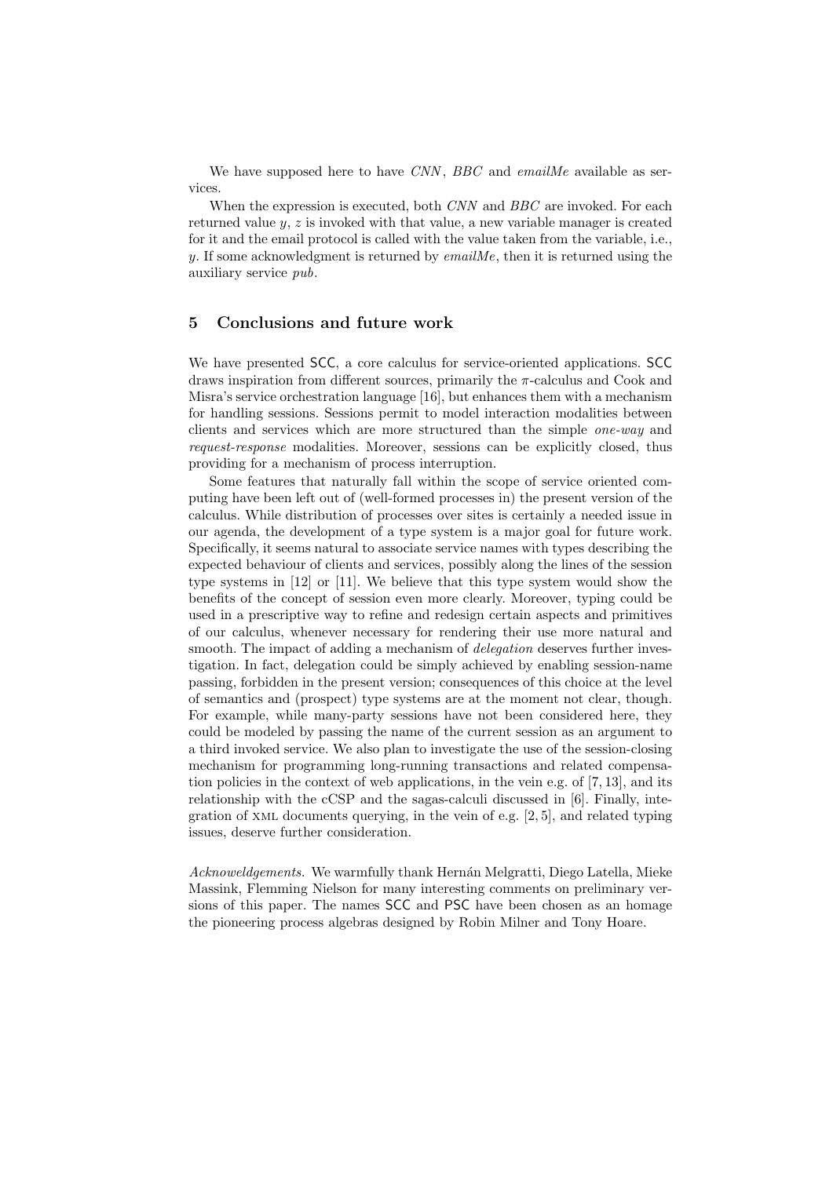We have supposed here to have *CNN*, *BBC* and *emailMe* available as services.

When the expression is executed, both *CNN* and *BBC* are invoked. For each returned value $y$, $z$ is invoked with that value, a new variable manager is created for it and the email protocol is called with the value taken from the variable, i.e., $y$. If some acknowledgment is returned by *emailMe*, then it is returned using the auxiliary service *pub*.

## 5 Conclusions and future work

We have presented SCC, a core calculus for service-oriented applications. SCC draws inspiration from different sources, primarily the $\pi$-calculus and Cook and Misra's service orchestration language [16], but enhances them with a mechanism for handling sessions. Sessions permit to model interaction modalities between clients and services which are more structured than the simple *one-way* and *request-response* modalities. Moreover, sessions can be explicitly closed, thus providing for a mechanism of process interruption.

Some features that naturally fall within the scope of service oriented computing have been left out of (well-formed processes in) the present version of the calculus. While distribution of processes over sites is certainly a needed issue in our agenda, the development of a type system is a major goal for future work. Specifically, it seems natural to associate service names with types describing the expected behaviour of clients and services, possibly along the lines of the session type systems in [12] or [11]. We believe that this type system would show the benefits of the concept of session even more clearly. Moreover, typing could be used in a prescriptive way to refine and redesign certain aspects and primitives of our calculus, whenever necessary for rendering their use more natural and smooth. The impact of adding a mechanism of *delegation* deserves further investigation. In fact, delegation could be simply achieved by enabling session-name passing, forbidden in the present version; consequences of this choice at the level of semantics and (prospect) type systems are at the moment not clear, though. For example, while many-party sessions have not been considered here, they could be modeled by passing the name of the current session as an argument to a third invoked service. We also plan to investigate the use of the session-closing mechanism for programming long-running transactions and related compensation policies in the context of web applications, in the vein e.g. of [7, 13], and its relationship with the cCSP and the sagas-calculi discussed in [6]. Finally, integration of XML documents querying, in the vein of e.g. [2, 5], and related typing issues, deserve further consideration.

*Acknoweldgements.* We warmfully thank Hernán Melgratti, Diego Latella, Mieke Massink, Flemming Nielson for many interesting comments on preliminary versions of this paper. The names SCC and PSC have been chosen as an homage the pioneering process algebras designed by Robin Milner and Tony Hoare.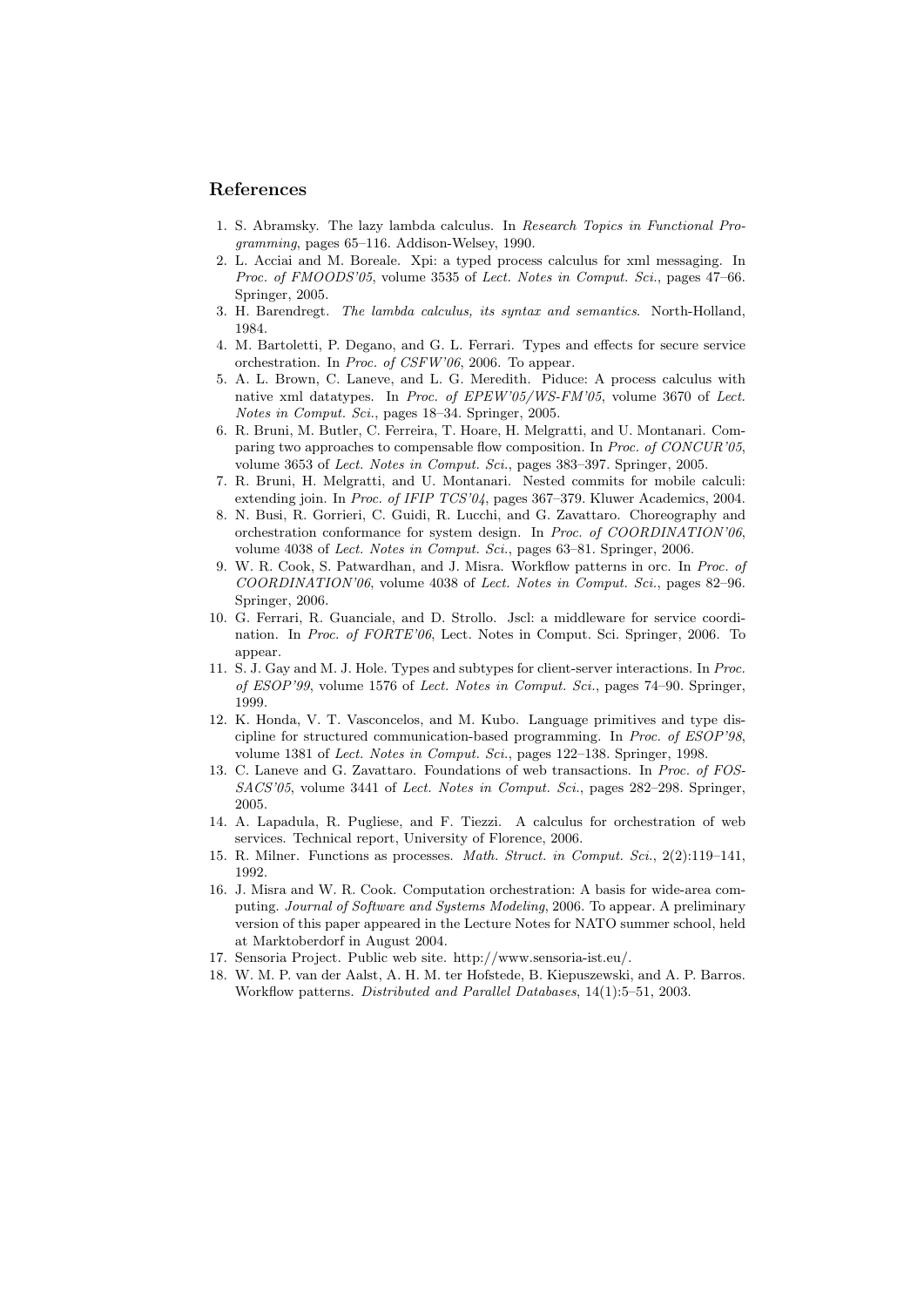## References

1. S. Abramsky. The lazy lambda calculus. In *Research Topics in Functional Programming*, pages 65–116. Addison-Welsey, 1990.
2. L. Acciai and M. Boreale. Xpi: a typed process calculus for xml messaging. In *Proc. of FMOODS'05*, volume 3535 of *Lect. Notes in Comput. Sci.*, pages 47–66. Springer, 2005.
3. H. Barendregt. *The lambda calculus, its syntax and semantics*. North-Holland, 1984.
4. M. Bartoletti, P. Degano, and G. L. Ferrari. Types and effects for secure service orchestration. In *Proc. of CSFW'06*, 2006. To appear.
5. A. L. Brown, C. Laneve, and L. G. Meredith. Piduce: A process calculus with native xml datatypes. In *Proc. of EPEW'05/WS-FM'05*, volume 3670 of *Lect. Notes in Comput. Sci.*, pages 18–34. Springer, 2005.
6. R. Bruni, M. Butler, C. Ferreira, T. Hoare, H. Melgratti, and U. Montanari. Comparing two approaches to compensable flow composition. In *Proc. of CONCUR'05*, volume 3653 of *Lect. Notes in Comput. Sci.*, pages 383–397. Springer, 2005.
7. R. Bruni, H. Melgratti, and U. Montanari. Nested commits for mobile calculi: extending join. In *Proc. of IFIP TCS'04*, pages 367–379. Kluwer Academics, 2004.
8. N. Busi, R. Gorrieri, C. Guidi, R. Lucchi, and G. Zavattaro. Choreography and orchestration conformance for system design. In *Proc. of COORDINATION'06*, volume 4038 of *Lect. Notes in Comput. Sci.*, pages 63–81. Springer, 2006.
9. W. R. Cook, S. Patwardhan, and J. Misra. Workflow patterns in orc. In *Proc. of COORDINATION'06*, volume 4038 of *Lect. Notes in Comput. Sci.*, pages 82–96. Springer, 2006.
10. G. Ferrari, R. Guanciale, and D. Strollo. Jscl: a middleware for service coordination. In *Proc. of FORTE'06*, Lect. Notes in Comput. Sci. Springer, 2006. To appear.
11. S. J. Gay and M. J. Hole. Types and subtypes for client-server interactions. In *Proc. of ESOP'99*, volume 1576 of *Lect. Notes in Comput. Sci.*, pages 74–90. Springer, 1999.
12. K. Honda, V. T. Vasconcelos, and M. Kubo. Language primitives and type discipline for structured communication-based programming. In *Proc. of ESOP'98*, volume 1381 of *Lect. Notes in Comput. Sci.*, pages 122–138. Springer, 1998.
13. C. Laneve and G. Zavattaro. Foundations of web transactions. In *Proc. of FOSSACS'05*, volume 3441 of *Lect. Notes in Comput. Sci.*, pages 282–298. Springer, 2005.
14. A. Lapadula, R. Pugliese, and F. Tiezzi. A calculus for orchestration of web services. Technical report, University of Florence, 2006.
15. R. Milner. Functions as processes. *Math. Struct. in Comput. Sci.*, 2(2):119–141, 1992.
16. J. Misra and W. R. Cook. Computation orchestration: A basis for wide-area computing. *Journal of Software and Systems Modeling*, 2006. To appear. A preliminary version of this paper appeared in the Lecture Notes for NATO summer school, held at Marktoberdorf in August 2004.
17. Sensoria Project. Public web site. http://www.sensoria-ist.eu/.
18. W. M. P. van der Aalst, A. H. M. ter Hofstede, B. Kiepuszewski, and A. P. Barros. Workflow patterns. *Distributed and Parallel Databases*, 14(1):5–51, 2003.